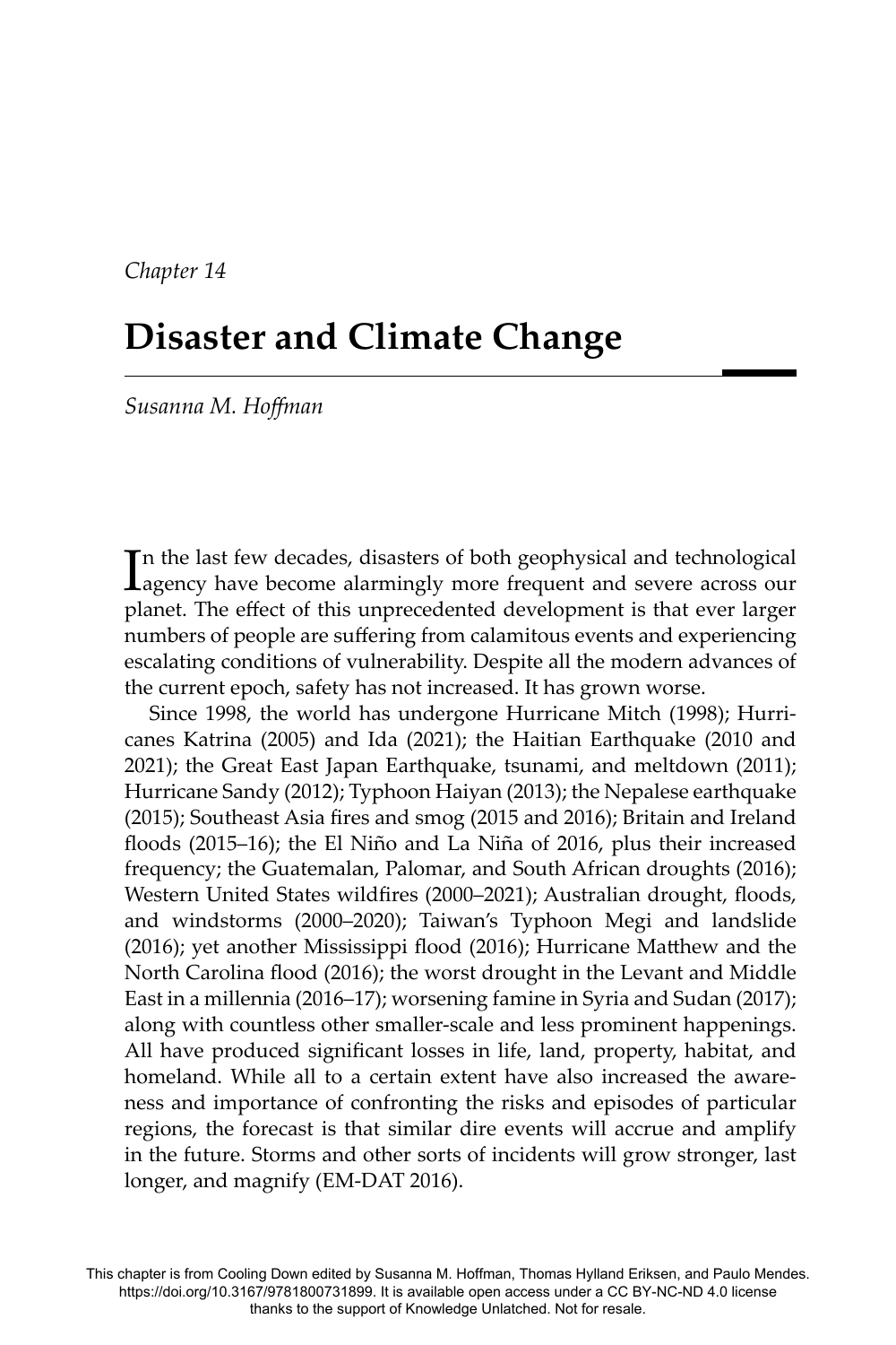*Chapter 14*

# Disaster and Climate Change

*Susanna M. Hoffman*

In the last few decades, disasters of both geophysical and technological agency have become alarmingly more frequent and severe across our planet. The effect of this unprecedented development is that ever larger numbers of people are suffering from calamitous events and experiencing escalating conditions of vulnerability. Despite all the modern advances of the current epoch, safety has not increased. It has grown worse.

Since 1998, the world has undergone Hurricane Mitch (1998); Hurricanes Katrina (2005) and Ida (2021); the Haitian Earthquake (2010 and 2021); the Great East Japan Earthquake, tsunami, and meltdown (2011); Hurricane Sandy (2012); Typhoon Haiyan (2013); the Nepalese earthquake (2015); Southeast Asia fires and smog (2015 and 2016); Britain and Ireland floods (2015–16); the El Niño and La Niña of 2016, plus their increased frequency; the Guatemalan, Palomar, and South African droughts (2016); Western United States wildfires (2000–2021); Australian drought, floods, and windstorms (2000–2020); Taiwan's Typhoon Megi and landslide (2016); yet another Mississippi flood (2016); Hurricane Matthew and the North Carolina flood (2016); the worst drought in the Levant and Middle East in a millennia (2016–17); worsening famine in Syria and Sudan (2017); along with countless other smaller-scale and less prominent happenings. All have produced significant losses in life, land, property, habitat, and homeland. While all to a certain extent have also increased the awareness and importance of confronting the risks and episodes of particular regions, the forecast is that similar dire events will accrue and amplify in the future. Storms and other sorts of incidents will grow stronger, last longer, and magnify (EM-DAT 2016).

This chapter is from Cooling Down edited by Susanna M. Hoffman, Thomas Hylland Eriksen, and Paulo Mendes. https://doi.org/10.3167/9781800731899. It is available open access under a CC BY-NC-ND 4.0 license thanks to the support of Knowledge Unlatched. Not for resale.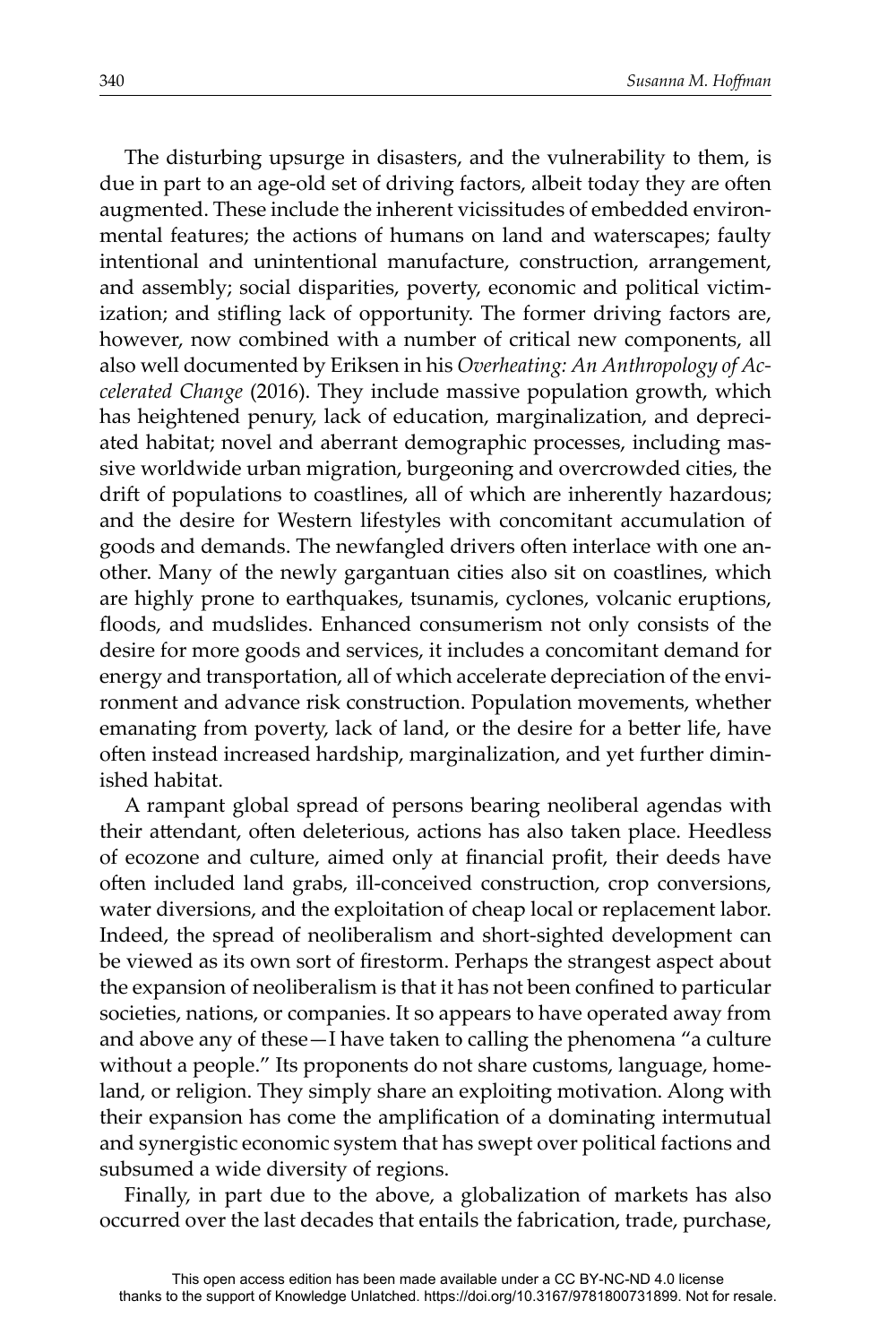The disturbing upsurge in disasters, and the vulnerability to them, is due in part to an age-old set of driving factors, albeit today they are often augmented. These include the inherent vicissitudes of embedded environmental features; the actions of humans on land and waterscapes; faulty intentional and unintentional manufacture, construction, arrangement, and assembly; social disparities, poverty, economic and political victimization; and stifling lack of opportunity. The former driving factors are, however, now combined with a number of critical new components, all also well documented by Eriksen in his *Overheating: An Anthropology of Accelerated Change* (2016). They include massive population growth, which has heightened penury, lack of education, marginalization, and depreciated habitat; novel and aberrant demographic processes, including massive worldwide urban migration, burgeoning and overcrowded cities, the drift of populations to coastlines, all of which are inherently hazardous; and the desire for Western lifestyles with concomitant accumulation of goods and demands. The newfangled drivers often interlace with one another. Many of the newly gargantuan cities also sit on coastlines, which are highly prone to earthquakes, tsunamis, cyclones, volcanic eruptions, floods, and mudslides. Enhanced consumerism not only consists of the desire for more goods and services, it includes a concomitant demand for energy and transportation, all of which accelerate depreciation of the environment and advance risk construction. Population movements, whether emanating from poverty, lack of land, or the desire for a better life, have often instead increased hardship, marginalization, and yet further diminished habitat.

A rampant global spread of persons bearing neoliberal agendas with their attendant, often deleterious, actions has also taken place. Heedless of ecozone and culture, aimed only at financial profit, their deeds have often included land grabs, ill-conceived construction, crop conversions, water diversions, and the exploitation of cheap local or replacement labor. Indeed, the spread of neoliberalism and short-sighted development can be viewed as its own sort of firestorm. Perhaps the strangest aspect about the expansion of neoliberalism is that it has not been confined to particular societies, nations, or companies. It so appears to have operated away from and above any of these—I have taken to calling the phenomena "a culture without a people." Its proponents do not share customs, language, homeland, or religion. They simply share an exploiting motivation. Along with their expansion has come the amplification of a dominating intermutual and synergistic economic system that has swept over political factions and subsumed a wide diversity of regions.

Finally, in part due to the above, a globalization of markets has also occurred over the last decades that entails the fabrication, trade, purchase,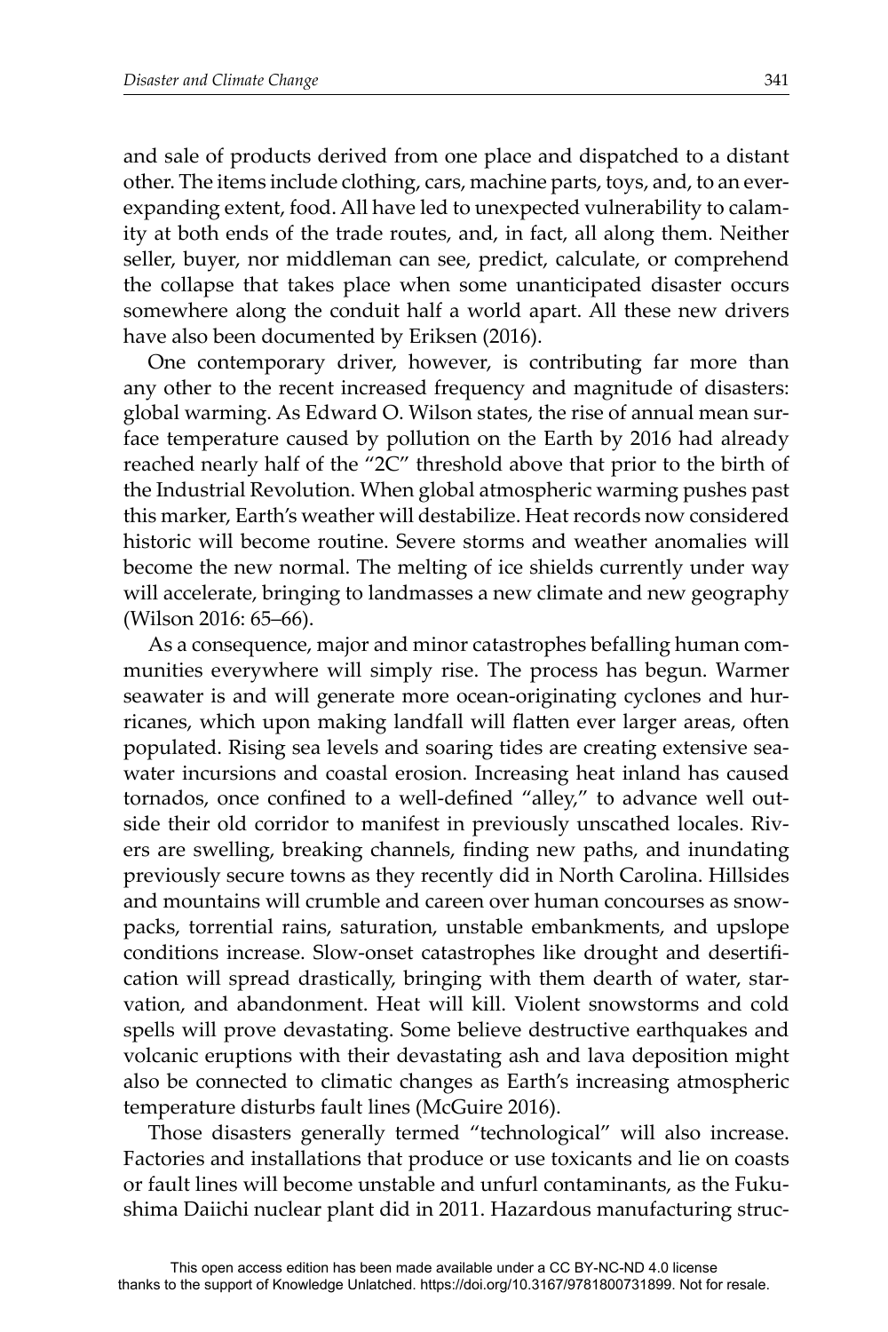and sale of products derived from one place and dispatched to a distant other. The items include clothing, cars, machine parts, toys, and, to an ever-expanding extent, food. All have led to unexpected vulnerability to calamity at both ends of the trade routes, and, in fact, all along them. Neither seller, buyer, nor middleman can see, predict, calculate, or comprehend the collapse that takes place when some unanticipated disaster occurs somewhere along the conduit half a world apart. All these new drivers have also been documented by Eriksen (2016).

One contemporary driver, however, is contributing far more than any other to the recent increased frequency and magnitude of disasters: global warming. As Edward O. Wilson states, the rise of annual mean surface temperature caused by pollution on the Earth by 2016 had already reached nearly half of the "2C" threshold above that prior to the birth of the Industrial Revolution. When global atmospheric warming pushes past this marker, Earth's weather will destabilize. Heat records now considered historic will become routine. Severe storms and weather anomalies will become the new normal. The melting of ice shields currently under way will accelerate, bringing to landmasses a new climate and new geography (Wilson 2016: 65–66).

As a consequence, major and minor catastrophes befalling human communities everywhere will simply rise. The process has begun. Warmer seawater is and will generate more ocean-originating cyclones and hurricanes, which upon making landfall will flatten ever larger areas, often populated. Rising sea levels and soaring tides are creating extensive seawater incursions and coastal erosion. Increasing heat inland has caused tornados, once confined to a well-defined "alley," to advance well outside their old corridor to manifest in previously unscathed locales. Rivers are swelling, breaking channels, finding new paths, and inundating previously secure towns as they recently did in North Carolina. Hillsides and mountains will crumble and careen over human concourses as snowpacks, torrential rains, saturation, unstable embankments, and upslope conditions increase. Slow-onset catastrophes like drought and desertification will spread drastically, bringing with them dearth of water, starvation, and abandonment. Heat will kill. Violent snowstorms and cold spells will prove devastating. Some believe destructive earthquakes and volcanic eruptions with their devastating ash and lava deposition might also be connected to climatic changes as Earth's increasing atmospheric temperature disturbs fault lines (McGuire 2016).

Those disasters generally termed "technological" will also increase. Factories and installations that produce or use toxicants and lie on coasts or fault lines will become unstable and unfurl contaminants, as the Fukushima Daiichi nuclear plant did in 2011. Hazardous manufacturing struc-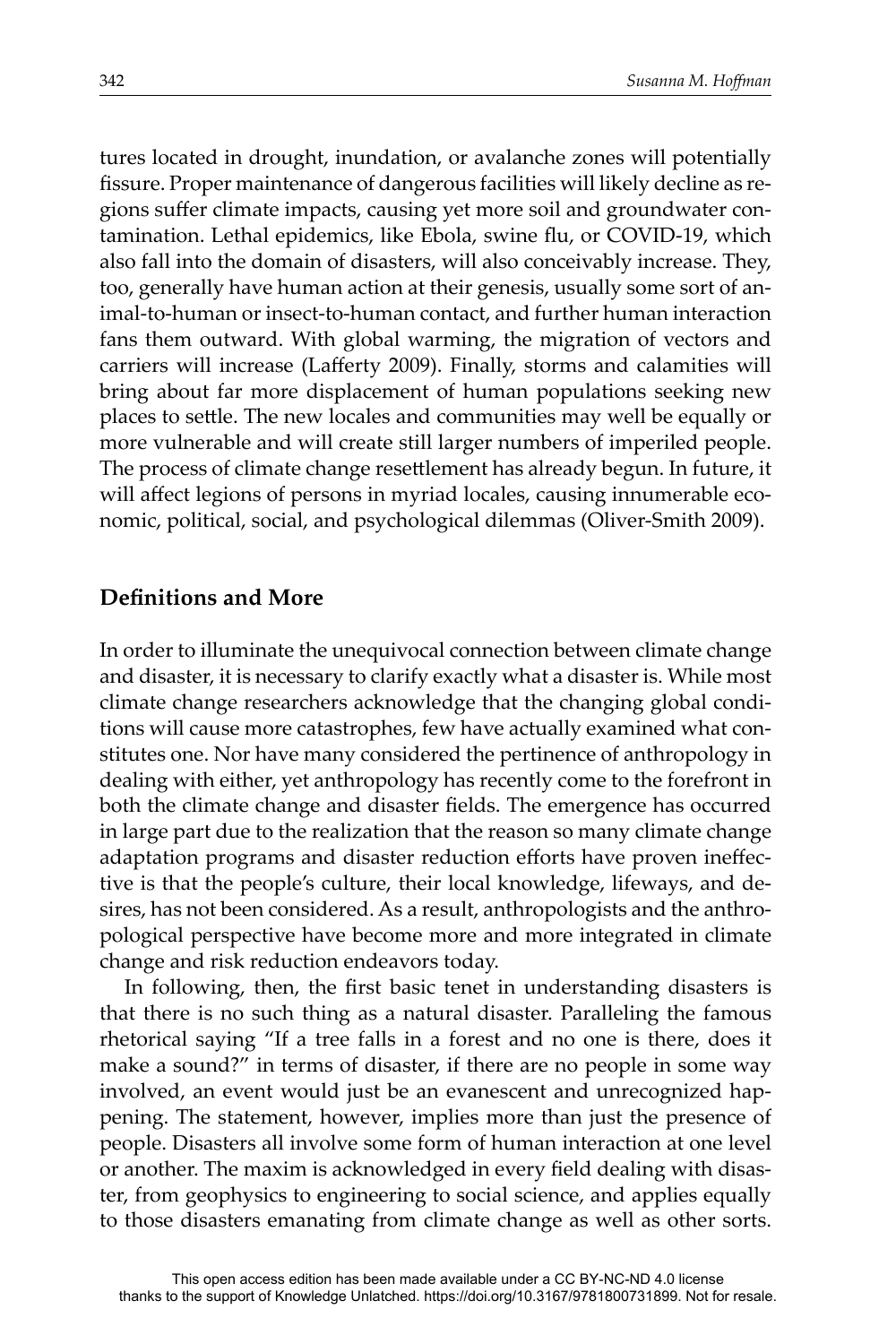tures located in drought, inundation, or avalanche zones will potentially fissure. Proper maintenance of dangerous facilities will likely decline as regions suffer climate impacts, causing yet more soil and groundwater contamination. Lethal epidemics, like Ebola, swine flu, or COVID-19, which also fall into the domain of disasters, will also conceivably increase. They, too, generally have human action at their genesis, usually some sort of animal-to-human or insect-to-human contact, and further human interaction fans them outward. With global warming, the migration of vectors and carriers will increase (Lafferty 2009). Finally, storms and calamities will bring about far more displacement of human populations seeking new places to settle. The new locales and communities may well be equally or more vulnerable and will create still larger numbers of imperiled people. The process of climate change resettlement has already begun. In future, it will affect legions of persons in myriad locales, causing innumerable economic, political, social, and psychological dilemmas (Oliver-Smith 2009).

## Definitions and More

In order to illuminate the unequivocal connection between climate change and disaster, it is necessary to clarify exactly what a disaster is. While most climate change researchers acknowledge that the changing global conditions will cause more catastrophes, few have actually examined what constitutes one. Nor have many considered the pertinence of anthropology in dealing with either, yet anthropology has recently come to the forefront in both the climate change and disaster fields. The emergence has occurred in large part due to the realization that the reason so many climate change adaptation programs and disaster reduction efforts have proven ineffective is that the people's culture, their local knowledge, lifeways, and desires, has not been considered. As a result, anthropologists and the anthropological perspective have become more and more integrated in climate change and risk reduction endeavors today.

In following, then, the first basic tenet in understanding disasters is that there is no such thing as a natural disaster. Paralleling the famous rhetorical saying "If a tree falls in a forest and no one is there, does it make a sound?" in terms of disaster, if there are no people in some way involved, an event would just be an evanescent and unrecognized happening. The statement, however, implies more than just the presence of people. Disasters all involve some form of human interaction at one level or another. The maxim is acknowledged in every field dealing with disaster, from geophysics to engineering to social science, and applies equally to those disasters emanating from climate change as well as other sorts.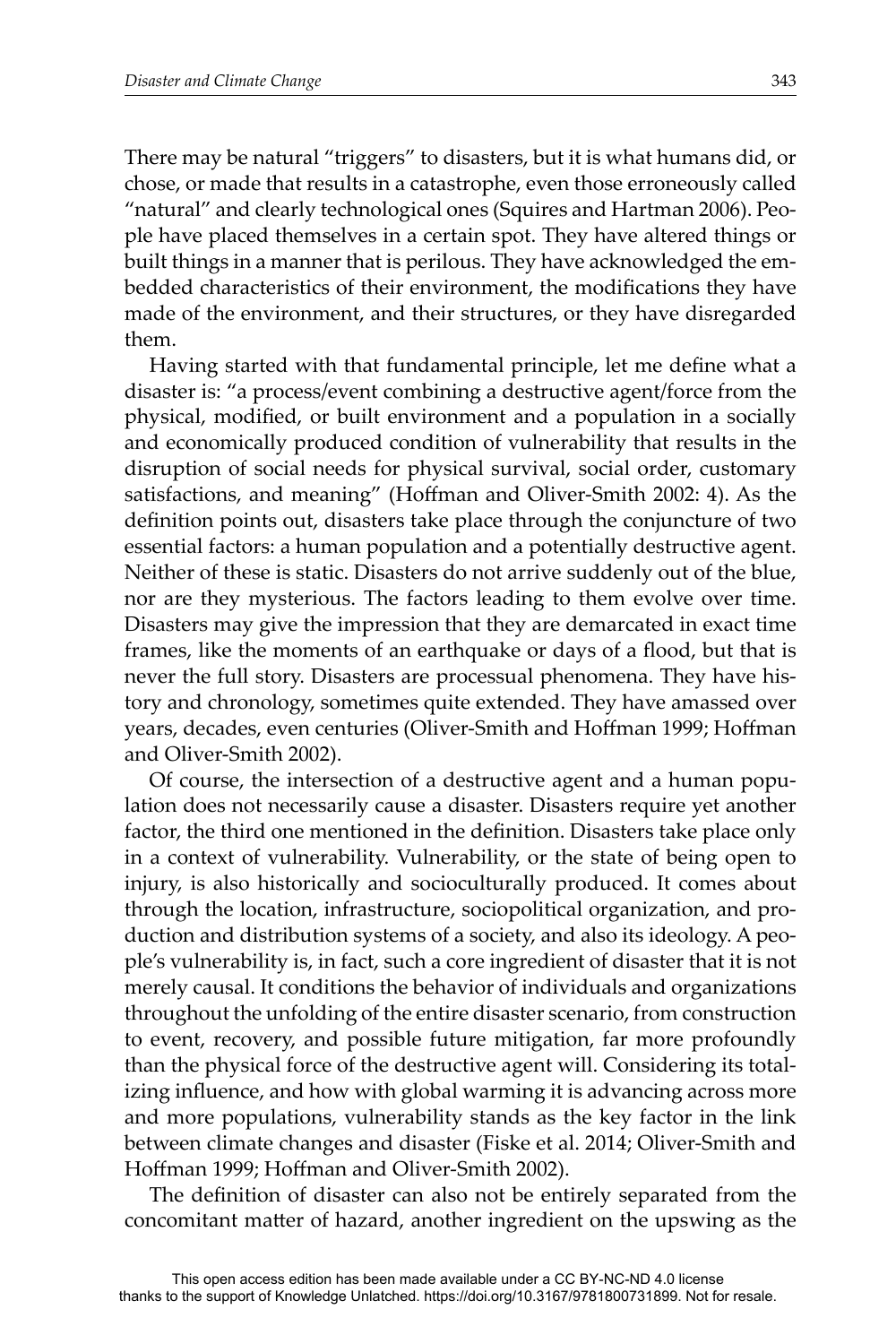There may be natural "triggers" to disasters, but it is what humans did, or chose, or made that results in a catastrophe, even those erroneously called "natural" and clearly technological ones (Squires and Hartman 2006). People have placed themselves in a certain spot. They have altered things or built things in a manner that is perilous. They have acknowledged the embedded characteristics of their environment, the modifications they have made of the environment, and their structures, or they have disregarded them.

Having started with that fundamental principle, let me define what a disaster is: "a process/event combining a destructive agent/force from the physical, modified, or built environment and a population in a socially and economically produced condition of vulnerability that results in the disruption of social needs for physical survival, social order, customary satisfactions, and meaning" (Hoffman and Oliver-Smith 2002: 4). As the definition points out, disasters take place through the conjuncture of two essential factors: a human population and a potentially destructive agent. Neither of these is static. Disasters do not arrive suddenly out of the blue, nor are they mysterious. The factors leading to them evolve over time. Disasters may give the impression that they are demarcated in exact time frames, like the moments of an earthquake or days of a flood, but that is never the full story. Disasters are processual phenomena. They have history and chronology, sometimes quite extended. They have amassed over years, decades, even centuries (Oliver-Smith and Hoffman 1999; Hoffman and Oliver-Smith 2002).

Of course, the intersection of a destructive agent and a human population does not necessarily cause a disaster. Disasters require yet another factor, the third one mentioned in the definition. Disasters take place only in a context of vulnerability. Vulnerability, or the state of being open to injury, is also historically and socioculturally produced. It comes about through the location, infrastructure, sociopolitical organization, and production and distribution systems of a society, and also its ideology. A people's vulnerability is, in fact, such a core ingredient of disaster that it is not merely causal. It conditions the behavior of individuals and organizations throughout the unfolding of the entire disaster scenario, from construction to event, recovery, and possible future mitigation, far more profoundly than the physical force of the destructive agent will. Considering its totalizing influence, and how with global warming it is advancing across more and more populations, vulnerability stands as the key factor in the link between climate changes and disaster (Fiske et al. 2014; Oliver-Smith and Hoffman 1999; Hoffman and Oliver-Smith 2002).

The definition of disaster can also not be entirely separated from the concomitant matter of hazard, another ingredient on the upswing as the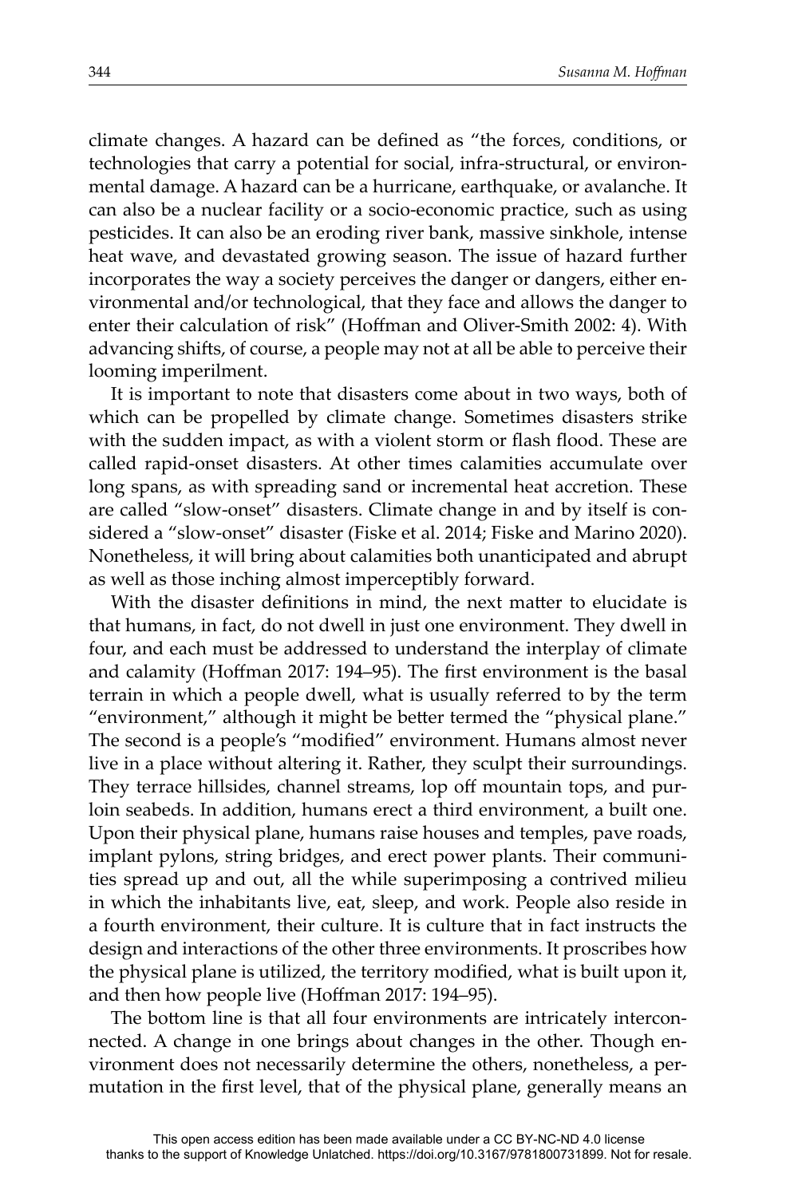climate changes. A hazard can be defined as "the forces, conditions, or technologies that carry a potential for social, infra-structural, or environmental damage. A hazard can be a hurricane, earthquake, or avalanche. It can also be a nuclear facility or a socio-economic practice, such as using pesticides. It can also be an eroding river bank, massive sinkhole, intense heat wave, and devastated growing season. The issue of hazard further incorporates the way a society perceives the danger or dangers, either environmental and/or technological, that they face and allows the danger to enter their calculation of risk" (Hoffman and Oliver-Smith 2002: 4). With advancing shifts, of course, a people may not at all be able to perceive their looming imperilment.

It is important to note that disasters come about in two ways, both of which can be propelled by climate change. Sometimes disasters strike with the sudden impact, as with a violent storm or flash flood. These are called rapid-onset disasters. At other times calamities accumulate over long spans, as with spreading sand or incremental heat accretion. These are called "slow-onset" disasters. Climate change in and by itself is considered a "slow-onset" disaster (Fiske et al. 2014; Fiske and Marino 2020). Nonetheless, it will bring about calamities both unanticipated and abrupt as well as those inching almost imperceptibly forward.

With the disaster definitions in mind, the next matter to elucidate is that humans, in fact, do not dwell in just one environment. They dwell in four, and each must be addressed to understand the interplay of climate and calamity (Hoffman 2017: 194–95). The first environment is the basal terrain in which a people dwell, what is usually referred to by the term "environment," although it might be better termed the "physical plane." The second is a people's "modified" environment. Humans almost never live in a place without altering it. Rather, they sculpt their surroundings. They terrace hillsides, channel streams, lop off mountain tops, and purloin seabeds. In addition, humans erect a third environment, a built one. Upon their physical plane, humans raise houses and temples, pave roads, implant pylons, string bridges, and erect power plants. Their communities spread up and out, all the while superimposing a contrived milieu in which the inhabitants live, eat, sleep, and work. People also reside in a fourth environment, their culture. It is culture that in fact instructs the design and interactions of the other three environments. It proscribes how the physical plane is utilized, the territory modified, what is built upon it, and then how people live (Hoffman 2017: 194–95).

The bottom line is that all four environments are intricately interconnected. A change in one brings about changes in the other. Though environment does not necessarily determine the others, nonetheless, a permutation in the first level, that of the physical plane, generally means an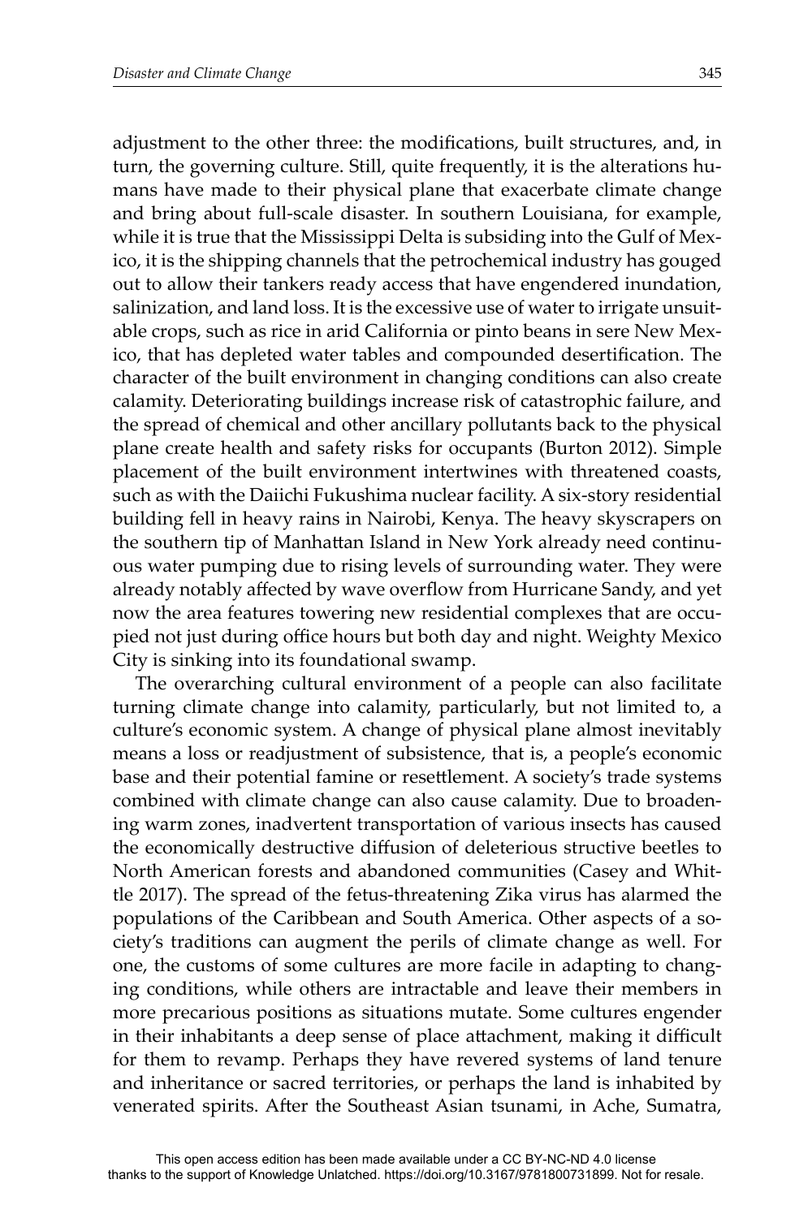adjustment to the other three: the modifications, built structures, and, in turn, the governing culture. Still, quite frequently, it is the alterations humans have made to their physical plane that exacerbate climate change and bring about full-scale disaster. In southern Louisiana, for example, while it is true that the Mississippi Delta is subsiding into the Gulf of Mexico, it is the shipping channels that the petrochemical industry has gouged out to allow their tankers ready access that have engendered inundation, salinization, and land loss. It is the excessive use of water to irrigate unsuitable crops, such as rice in arid California or pinto beans in sere New Mexico, that has depleted water tables and compounded desertification. The character of the built environment in changing conditions can also create calamity. Deteriorating buildings increase risk of catastrophic failure, and the spread of chemical and other ancillary pollutants back to the physical plane create health and safety risks for occupants (Burton 2012). Simple placement of the built environment intertwines with threatened coasts, such as with the Daiichi Fukushima nuclear facility. A six-story residential building fell in heavy rains in Nairobi, Kenya. The heavy skyscrapers on the southern tip of Manhattan Island in New York already need continuous water pumping due to rising levels of surrounding water. They were already notably affected by wave overflow from Hurricane Sandy, and yet now the area features towering new residential complexes that are occupied not just during office hours but both day and night. Weighty Mexico City is sinking into its foundational swamp.

The overarching cultural environment of a people can also facilitate turning climate change into calamity, particularly, but not limited to, a culture's economic system. A change of physical plane almost inevitably means a loss or readjustment of subsistence, that is, a people's economic base and their potential famine or resettlement. A society's trade systems combined with climate change can also cause calamity. Due to broadening warm zones, inadvertent transportation of various insects has caused the economically destructive diffusion of deleterious structive beetles to North American forests and abandoned communities (Casey and Whittle 2017). The spread of the fetus-threatening Zika virus has alarmed the populations of the Caribbean and South America. Other aspects of a society's traditions can augment the perils of climate change as well. For one, the customs of some cultures are more facile in adapting to changing conditions, while others are intractable and leave their members in more precarious positions as situations mutate. Some cultures engender in their inhabitants a deep sense of place attachment, making it difficult for them to revamp. Perhaps they have revered systems of land tenure and inheritance or sacred territories, or perhaps the land is inhabited by venerated spirits. After the Southeast Asian tsunami, in Ache, Sumatra,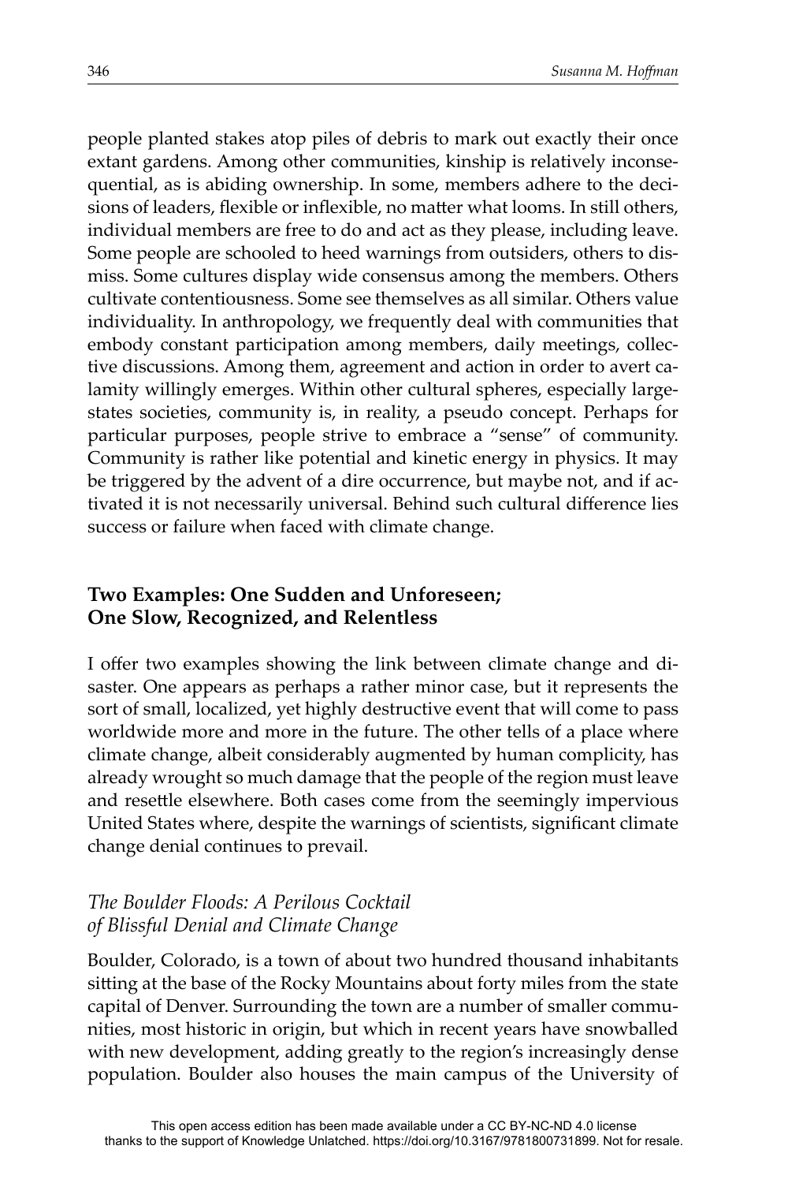people planted stakes atop piles of debris to mark out exactly their once extant gardens. Among other communities, kinship is relatively inconsequential, as is abiding ownership. In some, members adhere to the decisions of leaders, flexible or inflexible, no matter what looms. In still others, individual members are free to do and act as they please, including leave. Some people are schooled to heed warnings from outsiders, others to dismiss. Some cultures display wide consensus among the members. Others cultivate contentiousness. Some see themselves as all similar. Others value individuality. In anthropology, we frequently deal with communities that embody constant participation among members, daily meetings, collective discussions. Among them, agreement and action in order to avert calamity willingly emerges. Within other cultural spheres, especially large-states societies, community is, in reality, a pseudo concept. Perhaps for particular purposes, people strive to embrace a "sense" of community. Community is rather like potential and kinetic energy in physics. It may be triggered by the advent of a dire occurrence, but maybe not, and if activated it is not necessarily universal. Behind such cultural difference lies success or failure when faced with climate change.

## Two Examples: One Sudden and Unforeseen; One Slow, Recognized, and Relentless

I offer two examples showing the link between climate change and disaster. One appears as perhaps a rather minor case, but it represents the sort of small, localized, yet highly destructive event that will come to pass worldwide more and more in the future. The other tells of a place where climate change, albeit considerably augmented by human complicity, has already wrought so much damage that the people of the region must leave and resettle elsewhere. Both cases come from the seemingly impervious United States where, despite the warnings of scientists, significant climate change denial continues to prevail.

### *The Boulder Floods: A Perilous Cocktail of Blissful Denial and Climate Change*

Boulder, Colorado, is a town of about two hundred thousand inhabitants sitting at the base of the Rocky Mountains about forty miles from the state capital of Denver. Surrounding the town are a number of smaller communities, most historic in origin, but which in recent years have snowballed with new development, adding greatly to the region's increasingly dense population. Boulder also houses the main campus of the University of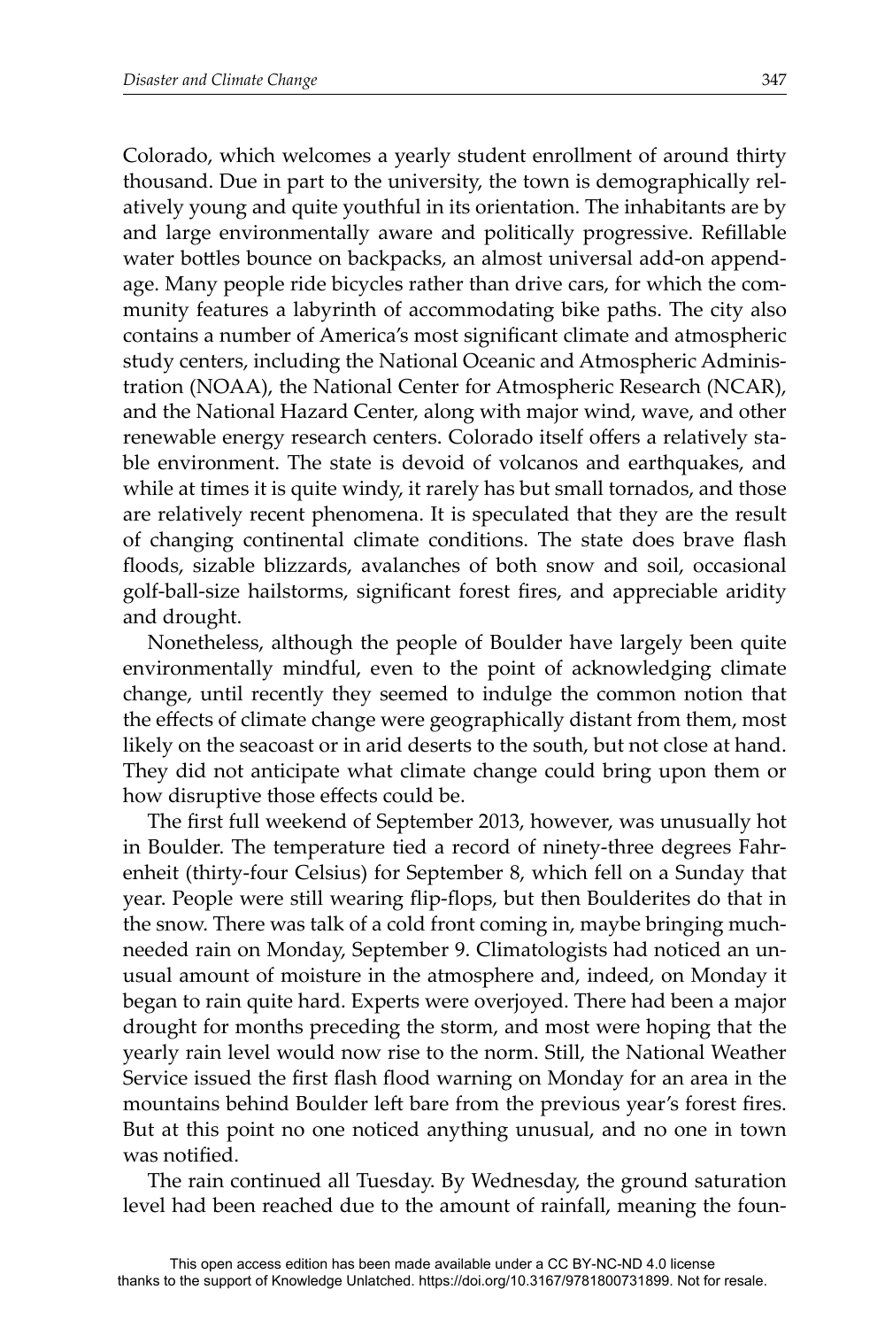Colorado, which welcomes a yearly student enrollment of around thirty thousand. Due in part to the university, the town is demographically relatively young and quite youthful in its orientation. The inhabitants are by and large environmentally aware and politically progressive. Refillable water bottles bounce on backpacks, an almost universal add-on appendage. Many people ride bicycles rather than drive cars, for which the community features a labyrinth of accommodating bike paths. The city also contains a number of America's most significant climate and atmospheric study centers, including the National Oceanic and Atmospheric Administration (NOAA), the National Center for Atmospheric Research (NCAR), and the National Hazard Center, along with major wind, wave, and other renewable energy research centers. Colorado itself offers a relatively stable environment. The state is devoid of volcanos and earthquakes, and while at times it is quite windy, it rarely has but small tornados, and those are relatively recent phenomena. It is speculated that they are the result of changing continental climate conditions. The state does brave flash floods, sizable blizzards, avalanches of both snow and soil, occasional golf-ball-size hailstorms, significant forest fires, and appreciable aridity and drought.

Nonetheless, although the people of Boulder have largely been quite environmentally mindful, even to the point of acknowledging climate change, until recently they seemed to indulge the common notion that the effects of climate change were geographically distant from them, most likely on the seacoast or in arid deserts to the south, but not close at hand. They did not anticipate what climate change could bring upon them or how disruptive those effects could be.

The first full weekend of September 2013, however, was unusually hot in Boulder. The temperature tied a record of ninety-three degrees Fahrenheit (thirty-four Celsius) for September 8, which fell on a Sunday that year. People were still wearing flip-flops, but then Boulderites do that in the snow. There was talk of a cold front coming in, maybe bringing much-needed rain on Monday, September 9. Climatologists had noticed an unusual amount of moisture in the atmosphere and, indeed, on Monday it began to rain quite hard. Experts were overjoyed. There had been a major drought for months preceding the storm, and most were hoping that the yearly rain level would now rise to the norm. Still, the National Weather Service issued the first flash flood warning on Monday for an area in the mountains behind Boulder left bare from the previous year's forest fires. But at this point no one noticed anything unusual, and no one in town was notified.

The rain continued all Tuesday. By Wednesday, the ground saturation level had been reached due to the amount of rainfall, meaning the foun-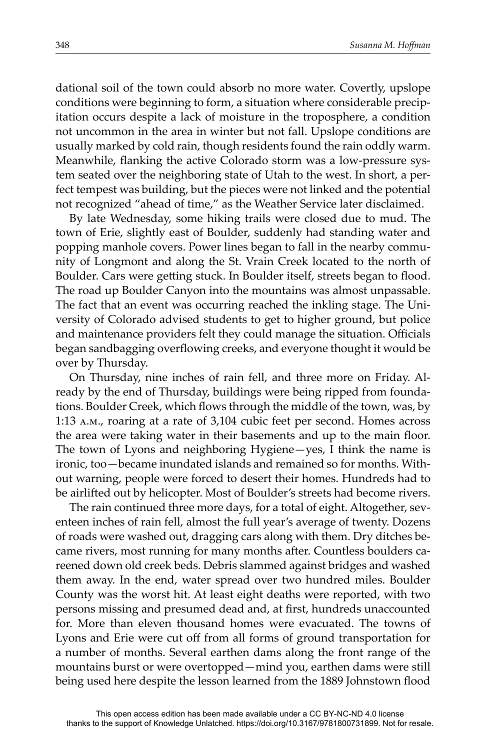dational soil of the town could absorb no more water. Covertly, upslope conditions were beginning to form, a situation where considerable precipitation occurs despite a lack of moisture in the troposphere, a condition not uncommon in the area in winter but not fall. Upslope conditions are usually marked by cold rain, though residents found the rain oddly warm. Meanwhile, flanking the active Colorado storm was a low-pressure system seated over the neighboring state of Utah to the west. In short, a perfect tempest was building, but the pieces were not linked and the potential not recognized "ahead of time," as the Weather Service later disclaimed.

By late Wednesday, some hiking trails were closed due to mud. The town of Erie, slightly east of Boulder, suddenly had standing water and popping manhole covers. Power lines began to fall in the nearby community of Longmont and along the St. Vrain Creek located to the north of Boulder. Cars were getting stuck. In Boulder itself, streets began to flood. The road up Boulder Canyon into the mountains was almost unpassable. The fact that an event was occurring reached the inkling stage. The University of Colorado advised students to get to higher ground, but police and maintenance providers felt they could manage the situation. Officials began sandbagging overflowing creeks, and everyone thought it would be over by Thursday.

On Thursday, nine inches of rain fell, and three more on Friday. Already by the end of Thursday, buildings were being ripped from foundations. Boulder Creek, which flows through the middle of the town, was, by 1:13 A.M., roaring at a rate of 3,104 cubic feet per second. Homes across the area were taking water in their basements and up to the main floor. The town of Lyons and neighboring Hygiene—yes, I think the name is ironic, too—became inundated islands and remained so for months. Without warning, people were forced to desert their homes. Hundreds had to be airlifted out by helicopter. Most of Boulder's streets had become rivers.

The rain continued three more days, for a total of eight. Altogether, seventeen inches of rain fell, almost the full year's average of twenty. Dozens of roads were washed out, dragging cars along with them. Dry ditches became rivers, most running for many months after. Countless boulders careened down old creek beds. Debris slammed against bridges and washed them away. In the end, water spread over two hundred miles. Boulder County was the worst hit. At least eight deaths were reported, with two persons missing and presumed dead and, at first, hundreds unaccounted for. More than eleven thousand homes were evacuated. The towns of Lyons and Erie were cut off from all forms of ground transportation for a number of months. Several earthen dams along the front range of the mountains burst or were overtopped—mind you, earthen dams were still being used here despite the lesson learned from the 1889 Johnstown flood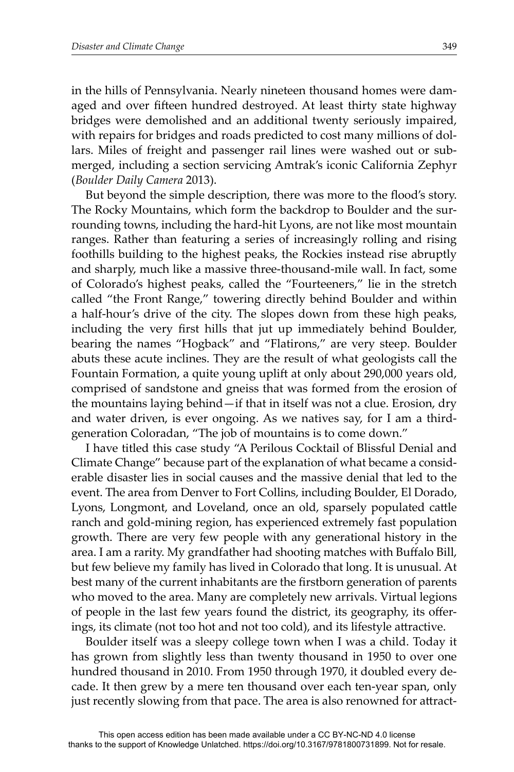in the hills of Pennsylvania. Nearly nineteen thousand homes were damaged and over fifteen hundred destroyed. At least thirty state highway bridges were demolished and an additional twenty seriously impaired, with repairs for bridges and roads predicted to cost many millions of dollars. Miles of freight and passenger rail lines were washed out or submerged, including a section servicing Amtrak's iconic California Zephyr (*Boulder Daily Camera* 2013).

But beyond the simple description, there was more to the flood's story. The Rocky Mountains, which form the backdrop to Boulder and the surrounding towns, including the hard-hit Lyons, are not like most mountain ranges. Rather than featuring a series of increasingly rolling and rising foothills building to the highest peaks, the Rockies instead rise abruptly and sharply, much like a massive three-thousand-mile wall. In fact, some of Colorado's highest peaks, called the "Fourteeners," lie in the stretch called "the Front Range," towering directly behind Boulder and within a half-hour's drive of the city. The slopes down from these high peaks, including the very first hills that jut up immediately behind Boulder, bearing the names "Hogback" and "Flatirons," are very steep. Boulder abuts these acute inclines. They are the result of what geologists call the Fountain Formation, a quite young uplift at only about 290,000 years old, comprised of sandstone and gneiss that was formed from the erosion of the mountains laying behind—if that in itself was not a clue. Erosion, dry and water driven, is ever ongoing. As we natives say, for I am a third-generation Coloradan, "The job of mountains is to come down."

I have titled this case study "A Perilous Cocktail of Blissful Denial and Climate Change" because part of the explanation of what became a considerable disaster lies in social causes and the massive denial that led to the event. The area from Denver to Fort Collins, including Boulder, El Dorado, Lyons, Longmont, and Loveland, once an old, sparsely populated cattle ranch and gold-mining region, has experienced extremely fast population growth. There are very few people with any generational history in the area. I am a rarity. My grandfather had shooting matches with Buffalo Bill, but few believe my family has lived in Colorado that long. It is unusual. At best many of the current inhabitants are the firstborn generation of parents who moved to the area. Many are completely new arrivals. Virtual legions of people in the last few years found the district, its geography, its offerings, its climate (not too hot and not too cold), and its lifestyle attractive.

Boulder itself was a sleepy college town when I was a child. Today it has grown from slightly less than twenty thousand in 1950 to over one hundred thousand in 2010. From 1950 through 1970, it doubled every decade. It then grew by a mere ten thousand over each ten-year span, only just recently slowing from that pace. The area is also renowned for attract-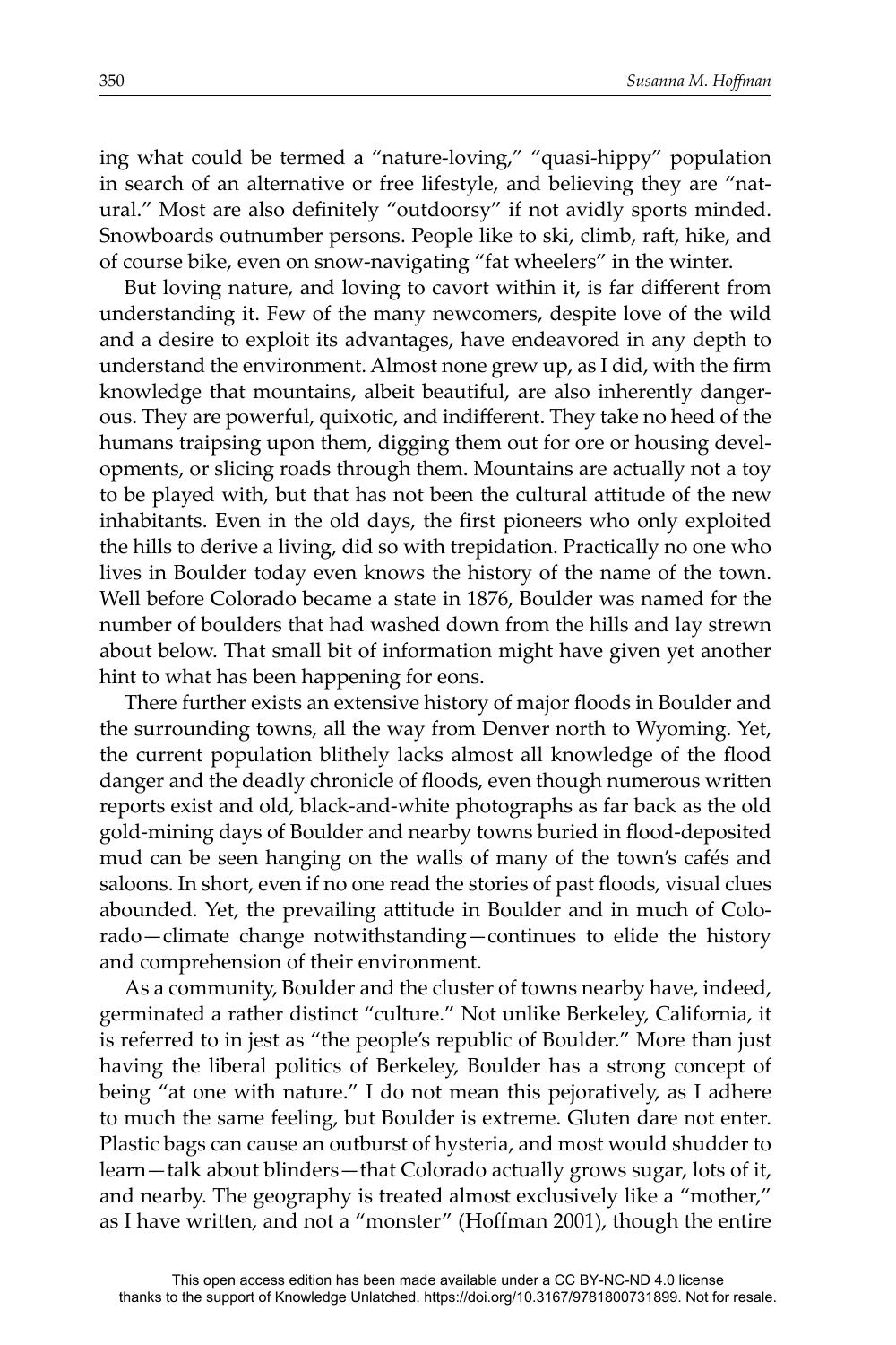ing what could be termed a "nature-loving," "quasi-hippy" population in search of an alternative or free lifestyle, and believing they are "natural." Most are also definitely "outdoorsy" if not avidly sports minded. Snowboards outnumber persons. People like to ski, climb, raft, hike, and of course bike, even on snow-navigating "fat wheelers" in the winter.

But loving nature, and loving to cavort within it, is far different from understanding it. Few of the many newcomers, despite love of the wild and a desire to exploit its advantages, have endeavored in any depth to understand the environment. Almost none grew up, as I did, with the firm knowledge that mountains, albeit beautiful, are also inherently dangerous. They are powerful, quixotic, and indifferent. They take no heed of the humans traipsing upon them, digging them out for ore or housing developments, or slicing roads through them. Mountains are actually not a toy to be played with, but that has not been the cultural attitude of the new inhabitants. Even in the old days, the first pioneers who only exploited the hills to derive a living, did so with trepidation. Practically no one who lives in Boulder today even knows the history of the name of the town. Well before Colorado became a state in 1876, Boulder was named for the number of boulders that had washed down from the hills and lay strewn about below. That small bit of information might have given yet another hint to what has been happening for eons.

There further exists an extensive history of major floods in Boulder and the surrounding towns, all the way from Denver north to Wyoming. Yet, the current population blithely lacks almost all knowledge of the flood danger and the deadly chronicle of floods, even though numerous written reports exist and old, black-and-white photographs as far back as the old gold-mining days of Boulder and nearby towns buried in flood-deposited mud can be seen hanging on the walls of many of the town's cafés and saloons. In short, even if no one read the stories of past floods, visual clues abounded. Yet, the prevailing attitude in Boulder and in much of Colorado—climate change notwithstanding—continues to elide the history and comprehension of their environment.

As a community, Boulder and the cluster of towns nearby have, indeed, germinated a rather distinct "culture." Not unlike Berkeley, California, it is referred to in jest as "the people's republic of Boulder." More than just having the liberal politics of Berkeley, Boulder has a strong concept of being "at one with nature." I do not mean this pejoratively, as I adhere to much the same feeling, but Boulder is extreme. Gluten dare not enter. Plastic bags can cause an outburst of hysteria, and most would shudder to learn—talk about blinders—that Colorado actually grows sugar, lots of it, and nearby. The geography is treated almost exclusively like a "mother," as I have written, and not a "monster" (Hoffman 2001), though the entire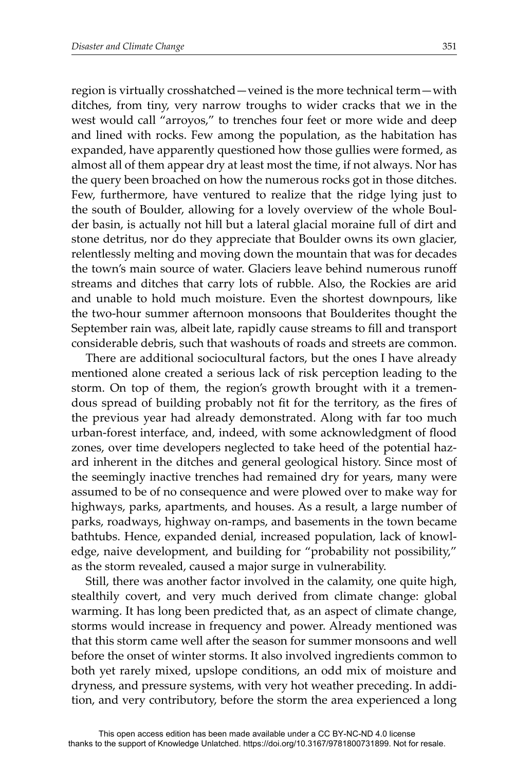region is virtually crosshatched—veined is the more technical term—with ditches, from tiny, very narrow troughs to wider cracks that we in the west would call "arroyos," to trenches four feet or more wide and deep and lined with rocks. Few among the population, as the habitation has expanded, have apparently questioned how those gullies were formed, as almost all of them appear dry at least most the time, if not always. Nor has the query been broached on how the numerous rocks got in those ditches. Few, furthermore, have ventured to realize that the ridge lying just to the south of Boulder, allowing for a lovely overview of the whole Boulder basin, is actually not hill but a lateral glacial moraine full of dirt and stone detritus, nor do they appreciate that Boulder owns its own glacier, relentlessly melting and moving down the mountain that was for decades the town's main source of water. Glaciers leave behind numerous runoff streams and ditches that carry lots of rubble. Also, the Rockies are arid and unable to hold much moisture. Even the shortest downpours, like the two-hour summer afternoon monsoons that Boulderites thought the September rain was, albeit late, rapidly cause streams to fill and transport considerable debris, such that washouts of roads and streets are common.

There are additional sociocultural factors, but the ones I have already mentioned alone created a serious lack of risk perception leading to the storm. On top of them, the region's growth brought with it a tremendous spread of building probably not fit for the territory, as the fires of the previous year had already demonstrated. Along with far too much urban-forest interface, and, indeed, with some acknowledgment of flood zones, over time developers neglected to take heed of the potential hazard inherent in the ditches and general geological history. Since most of the seemingly inactive trenches had remained dry for years, many were assumed to be of no consequence and were plowed over to make way for highways, parks, apartments, and houses. As a result, a large number of parks, roadways, highway on-ramps, and basements in the town became bathtubs. Hence, expanded denial, increased population, lack of knowledge, naive development, and building for "probability not possibility," as the storm revealed, caused a major surge in vulnerability.

Still, there was another factor involved in the calamity, one quite high, stealthily covert, and very much derived from climate change: global warming. It has long been predicted that, as an aspect of climate change, storms would increase in frequency and power. Already mentioned was that this storm came well after the season for summer monsoons and well before the onset of winter storms. It also involved ingredients common to both yet rarely mixed, upslope conditions, an odd mix of moisture and dryness, and pressure systems, with very hot weather preceding. In addition, and very contributory, before the storm the area experienced a long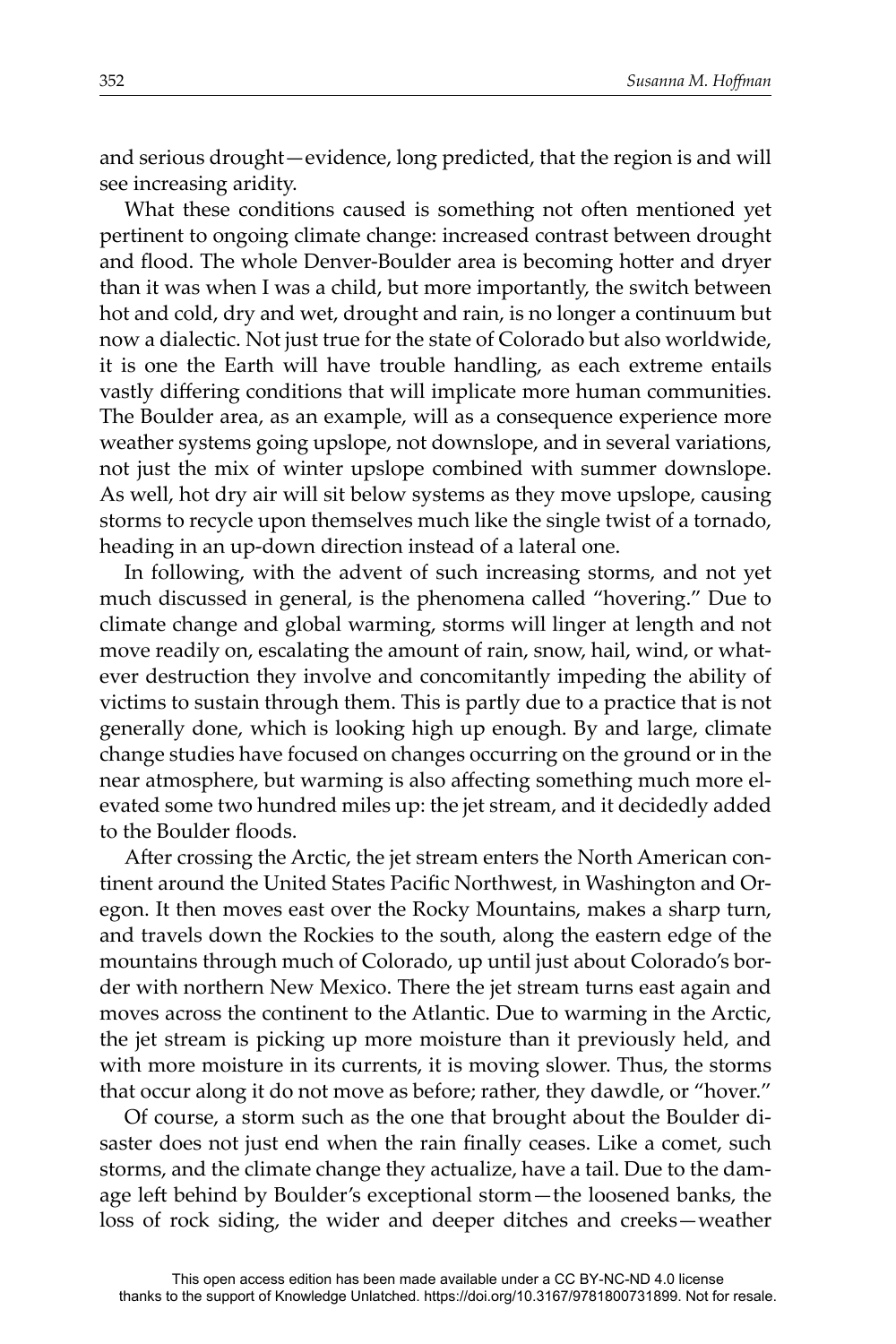and serious drought—evidence, long predicted, that the region is and will see increasing aridity.

What these conditions caused is something not often mentioned yet pertinent to ongoing climate change: increased contrast between drought and flood. The whole Denver-Boulder area is becoming hotter and dryer than it was when I was a child, but more importantly, the switch between hot and cold, dry and wet, drought and rain, is no longer a continuum but now a dialectic. Not just true for the state of Colorado but also worldwide, it is one the Earth will have trouble handling, as each extreme entails vastly differing conditions that will implicate more human communities. The Boulder area, as an example, will as a consequence experience more weather systems going upslope, not downslope, and in several variations, not just the mix of winter upslope combined with summer downslope. As well, hot dry air will sit below systems as they move upslope, causing storms to recycle upon themselves much like the single twist of a tornado, heading in an up-down direction instead of a lateral one.

In following, with the advent of such increasing storms, and not yet much discussed in general, is the phenomena called "hovering." Due to climate change and global warming, storms will linger at length and not move readily on, escalating the amount of rain, snow, hail, wind, or whatever destruction they involve and concomitantly impeding the ability of victims to sustain through them. This is partly due to a practice that is not generally done, which is looking high up enough. By and large, climate change studies have focused on changes occurring on the ground or in the near atmosphere, but warming is also affecting something much more elevated some two hundred miles up: the jet stream, and it decidedly added to the Boulder floods.

After crossing the Arctic, the jet stream enters the North American continent around the United States Pacific Northwest, in Washington and Oregon. It then moves east over the Rocky Mountains, makes a sharp turn, and travels down the Rockies to the south, along the eastern edge of the mountains through much of Colorado, up until just about Colorado's border with northern New Mexico. There the jet stream turns east again and moves across the continent to the Atlantic. Due to warming in the Arctic, the jet stream is picking up more moisture than it previously held, and with more moisture in its currents, it is moving slower. Thus, the storms that occur along it do not move as before; rather, they dawdle, or "hover."

Of course, a storm such as the one that brought about the Boulder disaster does not just end when the rain finally ceases. Like a comet, such storms, and the climate change they actualize, have a tail. Due to the damage left behind by Boulder's exceptional storm—the loosened banks, the loss of rock siding, the wider and deeper ditches and creeks—weather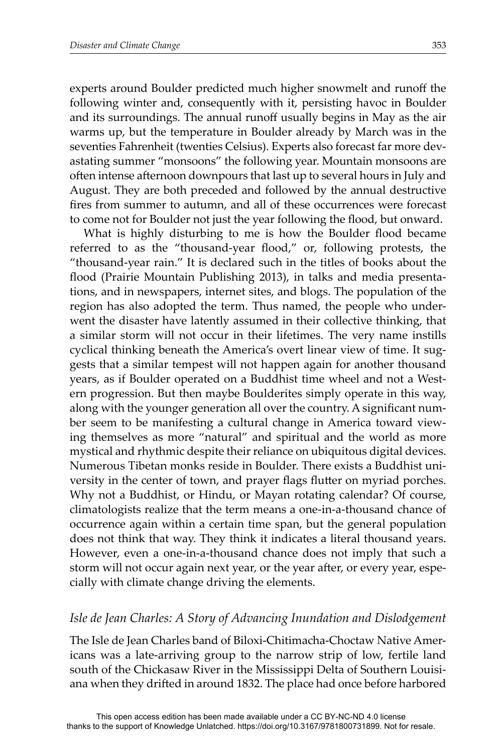experts around Boulder predicted much higher snowmelt and runoff the following winter and, consequently with it, persisting havoc in Boulder and its surroundings. The annual runoff usually begins in May as the air warms up, but the temperature in Boulder already by March was in the seventies Fahrenheit (twenties Celsius). Experts also forecast far more devastating summer "monsoons" the following year. Mountain monsoons are often intense afternoon downpours that last up to several hours in July and August. They are both preceded and followed by the annual destructive fires from summer to autumn, and all of these occurrences were forecast to come not for Boulder not just the year following the flood, but onward.

What is highly disturbing to me is how the Boulder flood became referred to as the "thousand-year flood," or, following protests, the "thousand-year rain." It is declared such in the titles of books about the flood (Prairie Mountain Publishing 2013), in talks and media presentations, and in newspapers, internet sites, and blogs. The population of the region has also adopted the term. Thus named, the people who underwent the disaster have latently assumed in their collective thinking, that a similar storm will not occur in their lifetimes. The very name instills cyclical thinking beneath the America's overt linear view of time. It suggests that a similar tempest will not happen again for another thousand years, as if Boulder operated on a Buddhist time wheel and not a Western progression. But then maybe Boulderites simply operate in this way, along with the younger generation all over the country. A significant number seem to be manifesting a cultural change in America toward viewing themselves as more "natural" and spiritual and the world as more mystical and rhythmic despite their reliance on ubiquitous digital devices. Numerous Tibetan monks reside in Boulder. There exists a Buddhist university in the center of town, and prayer flags flutter on myriad porches. Why not a Buddhist, or Hindu, or Mayan rotating calendar? Of course, climatologists realize that the term means a one-in-a-thousand chance of occurrence again within a certain time span, but the general population does not think that way. They think it indicates a literal thousand years. However, even a one-in-a-thousand chance does not imply that such a storm will not occur again next year, or the year after, or every year, especially with climate change driving the elements.

### *Isle de Jean Charles: A Story of Advancing Inundation and Dislodgement*

The Isle de Jean Charles band of Biloxi-Chitimacha-Choctaw Native Americans was a late-arriving group to the narrow strip of low, fertile land south of the Chickasaw River in the Mississippi Delta of Southern Louisiana when they drifted in around 1832. The place had once before harbored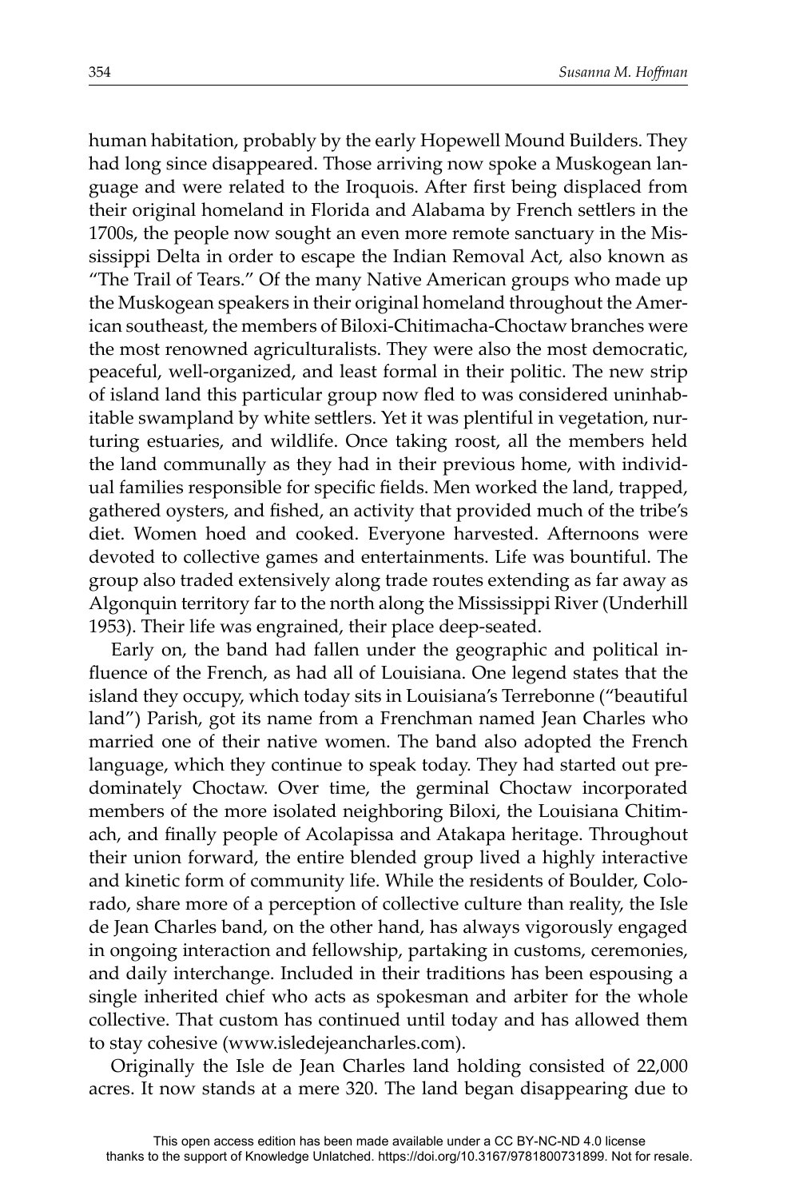human habitation, probably by the early Hopewell Mound Builders. They had long since disappeared. Those arriving now spoke a Muskogean language and were related to the Iroquois. After first being displaced from their original homeland in Florida and Alabama by French settlers in the 1700s, the people now sought an even more remote sanctuary in the Mississippi Delta in order to escape the Indian Removal Act, also known as "The Trail of Tears." Of the many Native American groups who made up the Muskogean speakers in their original homeland throughout the American southeast, the members of Biloxi-Chitimacha-Choctaw branches were the most renowned agriculturalists. They were also the most democratic, peaceful, well-organized, and least formal in their politic. The new strip of island land this particular group now fled to was considered uninhabitable swampland by white settlers. Yet it was plentiful in vegetation, nurturing estuaries, and wildlife. Once taking roost, all the members held the land communally as they had in their previous home, with individual families responsible for specific fields. Men worked the land, trapped, gathered oysters, and fished, an activity that provided much of the tribe's diet. Women hoed and cooked. Everyone harvested. Afternoons were devoted to collective games and entertainments. Life was bountiful. The group also traded extensively along trade routes extending as far away as Algonquin territory far to the north along the Mississippi River (Underhill 1953). Their life was engrained, their place deep-seated.

Early on, the band had fallen under the geographic and political influence of the French, as had all of Louisiana. One legend states that the island they occupy, which today sits in Louisiana's Terrebonne ("beautiful land") Parish, got its name from a Frenchman named Jean Charles who married one of their native women. The band also adopted the French language, which they continue to speak today. They had started out predominately Choctaw. Over time, the germinal Choctaw incorporated members of the more isolated neighboring Biloxi, the Louisiana Chitimach, and finally people of Acolapissa and Atakapa heritage. Throughout their union forward, the entire blended group lived a highly interactive and kinetic form of community life. While the residents of Boulder, Colorado, share more of a perception of collective culture than reality, the Isle de Jean Charles band, on the other hand, has always vigorously engaged in ongoing interaction and fellowship, partaking in customs, ceremonies, and daily interchange. Included in their traditions has been espousing a single inherited chief who acts as spokesman and arbiter for the whole collective. That custom has continued until today and has allowed them to stay cohesive (www.isledejeancharles.com).

Originally the Isle de Jean Charles land holding consisted of 22,000 acres. It now stands at a mere 320. The land began disappearing due to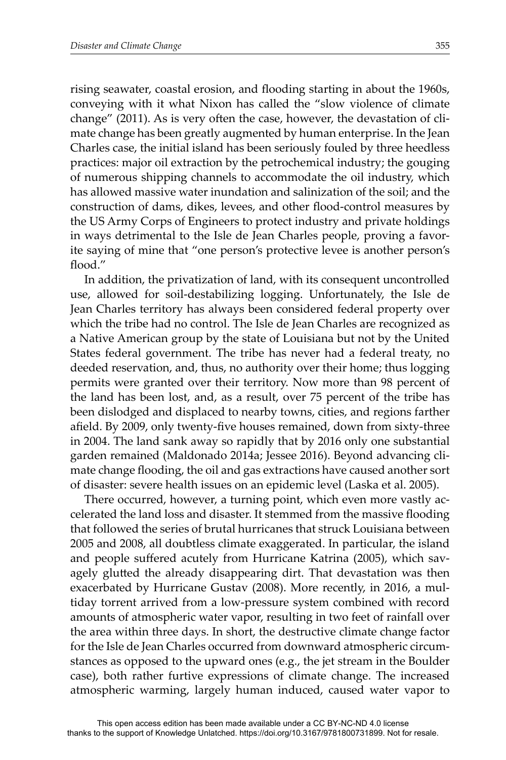rising seawater, coastal erosion, and flooding starting in about the 1960s, conveying with it what Nixon has called the "slow violence of climate change" (2011). As is very often the case, however, the devastation of climate change has been greatly augmented by human enterprise. In the Jean Charles case, the initial island has been seriously fouled by three heedless practices: major oil extraction by the petrochemical industry; the gouging of numerous shipping channels to accommodate the oil industry, which has allowed massive water inundation and salinization of the soil; and the construction of dams, dikes, levees, and other flood-control measures by the US Army Corps of Engineers to protect industry and private holdings in ways detrimental to the Isle de Jean Charles people, proving a favorite saying of mine that "one person's protective levee is another person's flood."

In addition, the privatization of land, with its consequent uncontrolled use, allowed for soil-destabilizing logging. Unfortunately, the Isle de Jean Charles territory has always been considered federal property over which the tribe had no control. The Isle de Jean Charles are recognized as a Native American group by the state of Louisiana but not by the United States federal government. The tribe has never had a federal treaty, no deeded reservation, and, thus, no authority over their home; thus logging permits were granted over their territory. Now more than 98 percent of the land has been lost, and, as a result, over 75 percent of the tribe has been dislodged and displaced to nearby towns, cities, and regions farther afield. By 2009, only twenty-five houses remained, down from sixty-three in 2004. The land sank away so rapidly that by 2016 only one substantial garden remained (Maldonado 2014a; Jessee 2016). Beyond advancing climate change flooding, the oil and gas extractions have caused another sort of disaster: severe health issues on an epidemic level (Laska et al. 2005).

There occurred, however, a turning point, which even more vastly accelerated the land loss and disaster. It stemmed from the massive flooding that followed the series of brutal hurricanes that struck Louisiana between 2005 and 2008, all doubtless climate exaggerated. In particular, the island and people suffered acutely from Hurricane Katrina (2005), which savagely glutted the already disappearing dirt. That devastation was then exacerbated by Hurricane Gustav (2008). More recently, in 2016, a multiday torrent arrived from a low-pressure system combined with record amounts of atmospheric water vapor, resulting in two feet of rainfall over the area within three days. In short, the destructive climate change factor for the Isle de Jean Charles occurred from downward atmospheric circumstances as opposed to the upward ones (e.g., the jet stream in the Boulder case), both rather furtive expressions of climate change. The increased atmospheric warming, largely human induced, caused water vapor to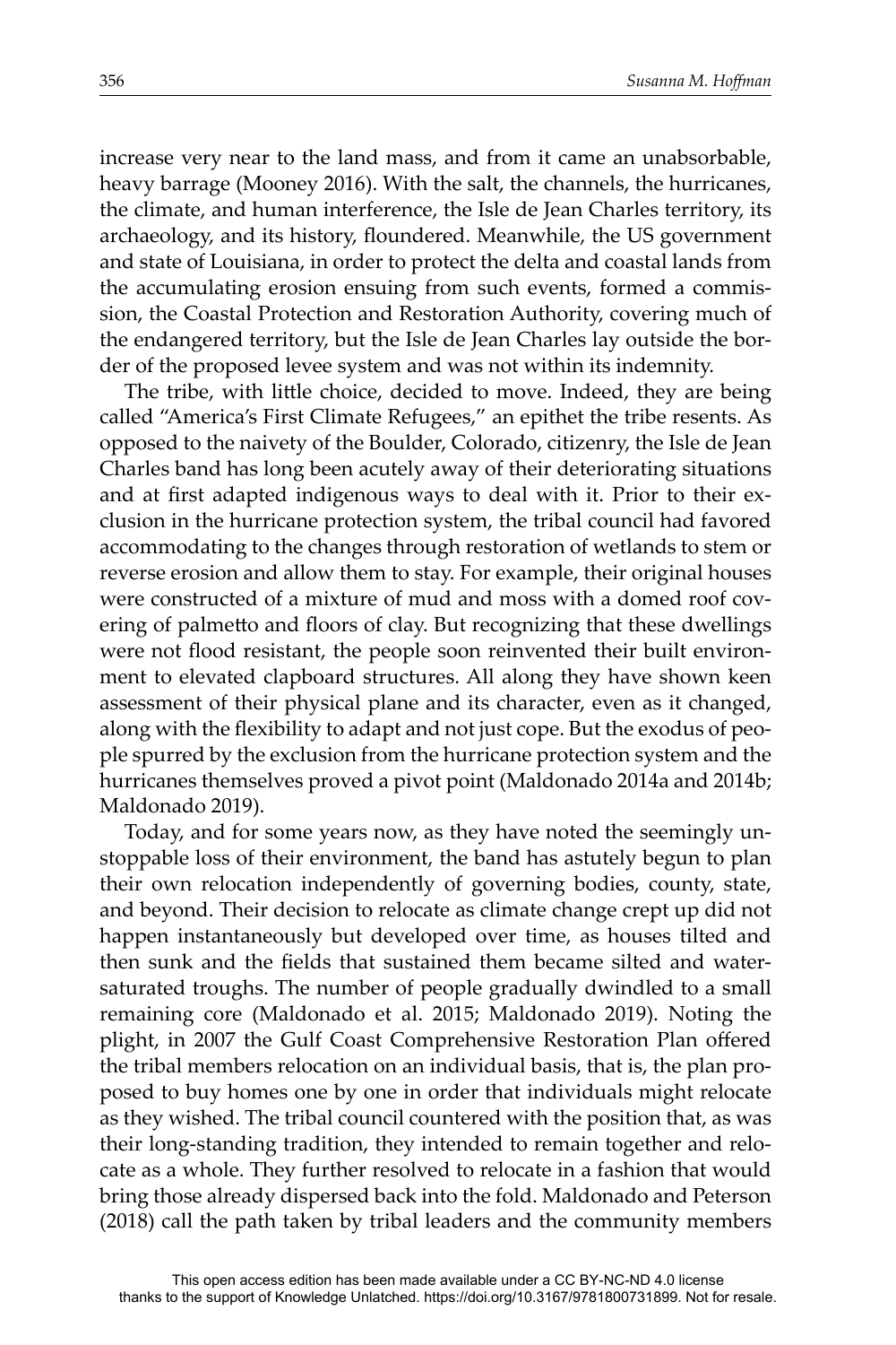increase very near to the land mass, and from it came an unabsorbable, heavy barrage (Mooney 2016). With the salt, the channels, the hurricanes, the climate, and human interference, the Isle de Jean Charles territory, its archaeology, and its history, floundered. Meanwhile, the US government and state of Louisiana, in order to protect the delta and coastal lands from the accumulating erosion ensuing from such events, formed a commission, the Coastal Protection and Restoration Authority, covering much of the endangered territory, but the Isle de Jean Charles lay outside the border of the proposed levee system and was not within its indemnity.

The tribe, with little choice, decided to move. Indeed, they are being called "America's First Climate Refugees," an epithet the tribe resents. As opposed to the naivety of the Boulder, Colorado, citizenry, the Isle de Jean Charles band has long been acutely away of their deteriorating situations and at first adapted indigenous ways to deal with it. Prior to their exclusion in the hurricane protection system, the tribal council had favored accommodating to the changes through restoration of wetlands to stem or reverse erosion and allow them to stay. For example, their original houses were constructed of a mixture of mud and moss with a domed roof covering of palmetto and floors of clay. But recognizing that these dwellings were not flood resistant, the people soon reinvented their built environment to elevated clapboard structures. All along they have shown keen assessment of their physical plane and its character, even as it changed, along with the flexibility to adapt and not just cope. But the exodus of people spurred by the exclusion from the hurricane protection system and the hurricanes themselves proved a pivot point (Maldonado 2014a and 2014b; Maldonado 2019).

Today, and for some years now, as they have noted the seemingly unstoppable loss of their environment, the band has astutely begun to plan their own relocation independently of governing bodies, county, state, and beyond. Their decision to relocate as climate change crept up did not happen instantaneously but developed over time, as houses tilted and then sunk and the fields that sustained them became silted and water-saturated troughs. The number of people gradually dwindled to a small remaining core (Maldonado et al. 2015; Maldonado 2019). Noting the plight, in 2007 the Gulf Coast Comprehensive Restoration Plan offered the tribal members relocation on an individual basis, that is, the plan proposed to buy homes one by one in order that individuals might relocate as they wished. The tribal council countered with the position that, as was their long-standing tradition, they intended to remain together and relocate as a whole. They further resolved to relocate in a fashion that would bring those already dispersed back into the fold. Maldonado and Peterson (2018) call the path taken by tribal leaders and the community members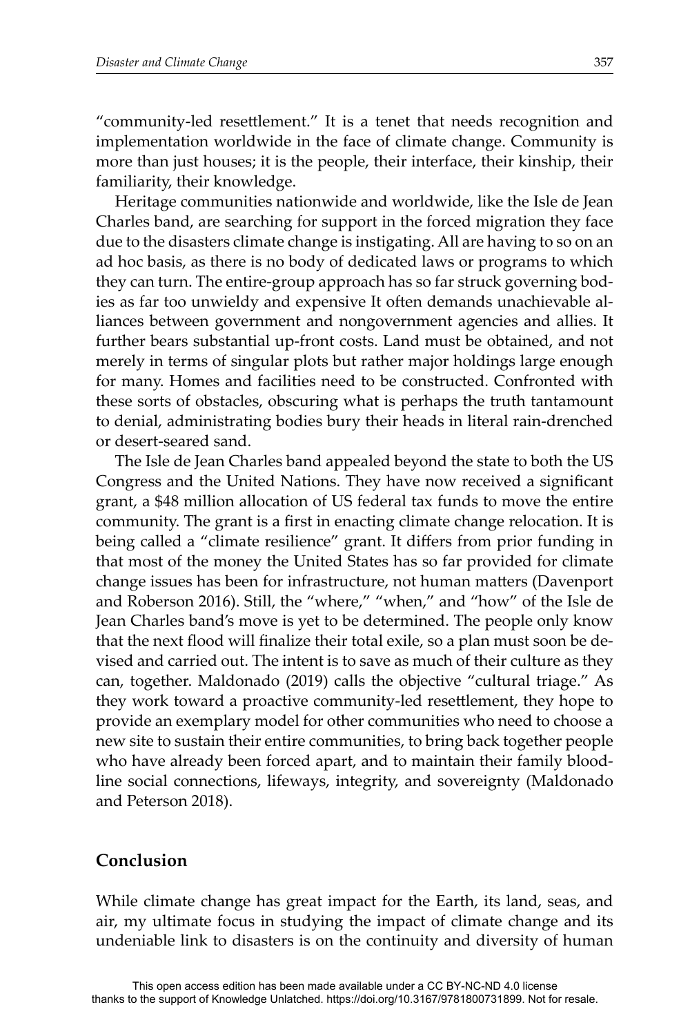"community-led resettlement." It is a tenet that needs recognition and implementation worldwide in the face of climate change. Community is more than just houses; it is the people, their interface, their kinship, their familiarity, their knowledge.

Heritage communities nationwide and worldwide, like the Isle de Jean Charles band, are searching for support in the forced migration they face due to the disasters climate change is instigating. All are having to so on an ad hoc basis, as there is no body of dedicated laws or programs to which they can turn. The entire-group approach has so far struck governing bodies as far too unwieldy and expensive It often demands unachievable alliances between government and nongovernment agencies and allies. It further bears substantial up-front costs. Land must be obtained, and not merely in terms of singular plots but rather major holdings large enough for many. Homes and facilities need to be constructed. Confronted with these sorts of obstacles, obscuring what is perhaps the truth tantamount to denial, administrating bodies bury their heads in literal rain-drenched or desert-seared sand.

The Isle de Jean Charles band appealed beyond the state to both the US Congress and the United Nations. They have now received a significant grant, a $48 million allocation of US federal tax funds to move the entire community. The grant is a first in enacting climate change relocation. It is being called a "climate resilience" grant. It differs from prior funding in that most of the money the United States has so far provided for climate change issues has been for infrastructure, not human matters (Davenport and Roberson 2016). Still, the "where," "when," and "how" of the Isle de Jean Charles band's move is yet to be determined. The people only know that the next flood will finalize their total exile, so a plan must soon be devised and carried out. The intent is to save as much of their culture as they can, together. Maldonado (2019) calls the objective "cultural triage." As they work toward a proactive community-led resettlement, they hope to provide an exemplary model for other communities who need to choose a new site to sustain their entire communities, to bring back together people who have already been forced apart, and to maintain their family bloodline social connections, lifeways, integrity, and sovereignty (Maldonado and Peterson 2018).

## Conclusion

While climate change has great impact for the Earth, its land, seas, and air, my ultimate focus in studying the impact of climate change and its undeniable link to disasters is on the continuity and diversity of human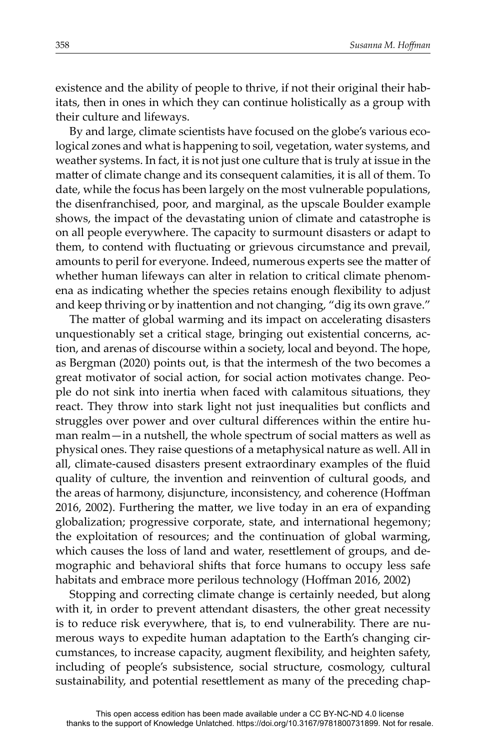existence and the ability of people to thrive, if not their original their habitats, then in ones in which they can continue holistically as a group with their culture and lifeways.

By and large, climate scientists have focused on the globe's various ecological zones and what is happening to soil, vegetation, water systems, and weather systems. In fact, it is not just one culture that is truly at issue in the matter of climate change and its consequent calamities, it is all of them. To date, while the focus has been largely on the most vulnerable populations, the disenfranchised, poor, and marginal, as the upscale Boulder example shows, the impact of the devastating union of climate and catastrophe is on all people everywhere. The capacity to surmount disasters or adapt to them, to contend with fluctuating or grievous circumstance and prevail, amounts to peril for everyone. Indeed, numerous experts see the matter of whether human lifeways can alter in relation to critical climate phenomena as indicating whether the species retains enough flexibility to adjust and keep thriving or by inattention and not changing, "dig its own grave."

The matter of global warming and its impact on accelerating disasters unquestionably set a critical stage, bringing out existential concerns, action, and arenas of discourse within a society, local and beyond. The hope, as Bergman (2020) points out, is that the intermesh of the two becomes a great motivator of social action, for social action motivates change. People do not sink into inertia when faced with calamitous situations, they react. They throw into stark light not just inequalities but conflicts and struggles over power and over cultural differences within the entire human realm—in a nutshell, the whole spectrum of social matters as well as physical ones. They raise questions of a metaphysical nature as well. All in all, climate-caused disasters present extraordinary examples of the fluid quality of culture, the invention and reinvention of cultural goods, and the areas of harmony, disjuncture, inconsistency, and coherence (Hoffman 2016, 2002). Furthering the matter, we live today in an era of expanding globalization; progressive corporate, state, and international hegemony; the exploitation of resources; and the continuation of global warming, which causes the loss of land and water, resettlement of groups, and demographic and behavioral shifts that force humans to occupy less safe habitats and embrace more perilous technology (Hoffman 2016, 2002)

Stopping and correcting climate change is certainly needed, but along with it, in order to prevent attendant disasters, the other great necessity is to reduce risk everywhere, that is, to end vulnerability. There are numerous ways to expedite human adaptation to the Earth's changing circumstances, to increase capacity, augment flexibility, and heighten safety, including of people's subsistence, social structure, cosmology, cultural sustainability, and potential resettlement as many of the preceding chap-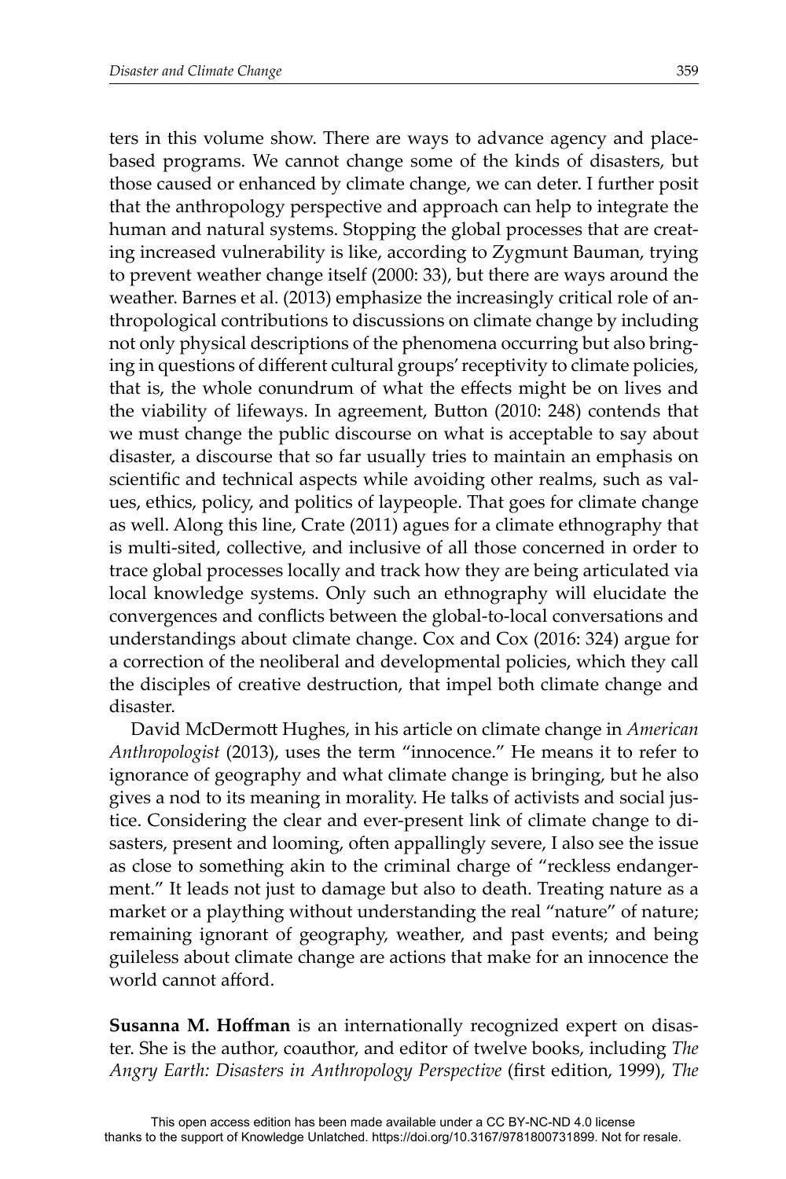ters in this volume show. There are ways to advance agency and place-based programs. We cannot change some of the kinds of disasters, but those caused or enhanced by climate change, we can deter. I further posit that the anthropology perspective and approach can help to integrate the human and natural systems. Stopping the global processes that are creating increased vulnerability is like, according to Zygmunt Bauman, trying to prevent weather change itself (2000: 33), but there are ways around the weather. Barnes et al. (2013) emphasize the increasingly critical role of anthropological contributions to discussions on climate change by including not only physical descriptions of the phenomena occurring but also bringing in questions of different cultural groups' receptivity to climate policies, that is, the whole conundrum of what the effects might be on lives and the viability of lifeways. In agreement, Button (2010: 248) contends that we must change the public discourse on what is acceptable to say about disaster, a discourse that so far usually tries to maintain an emphasis on scientific and technical aspects while avoiding other realms, such as values, ethics, policy, and politics of laypeople. That goes for climate change as well. Along this line, Crate (2011) agues for a climate ethnography that is multi-sited, collective, and inclusive of all those concerned in order to trace global processes locally and track how they are being articulated via local knowledge systems. Only such an ethnography will elucidate the convergences and conflicts between the global-to-local conversations and understandings about climate change. Cox and Cox (2016: 324) argue for a correction of the neoliberal and developmental policies, which they call the disciples of creative destruction, that impel both climate change and disaster.

David McDermott Hughes, in his article on climate change in *American Anthropologist* (2013), uses the term "innocence." He means it to refer to ignorance of geography and what climate change is bringing, but he also gives a nod to its meaning in morality. He talks of activists and social justice. Considering the clear and ever-present link of climate change to disasters, present and looming, often appallingly severe, I also see the issue as close to something akin to the criminal charge of "reckless endangerment." It leads not just to damage but also to death. Treating nature as a market or a plaything without understanding the real "nature" of nature; remaining ignorant of geography, weather, and past events; and being guileless about climate change are actions that make for an innocence the world cannot afford.

**Susanna M. Hoffman** is an internationally recognized expert on disaster. She is the author, coauthor, and editor of twelve books, including *The Angry Earth: Disasters in Anthropology Perspective* (first edition, 1999), *The*

This open access edition has been made available under a CC BY-NC-ND 4.0 license thanks to the support of Knowledge Unlatched. https://doi.org/10.3167/9781800731899. Not for resale.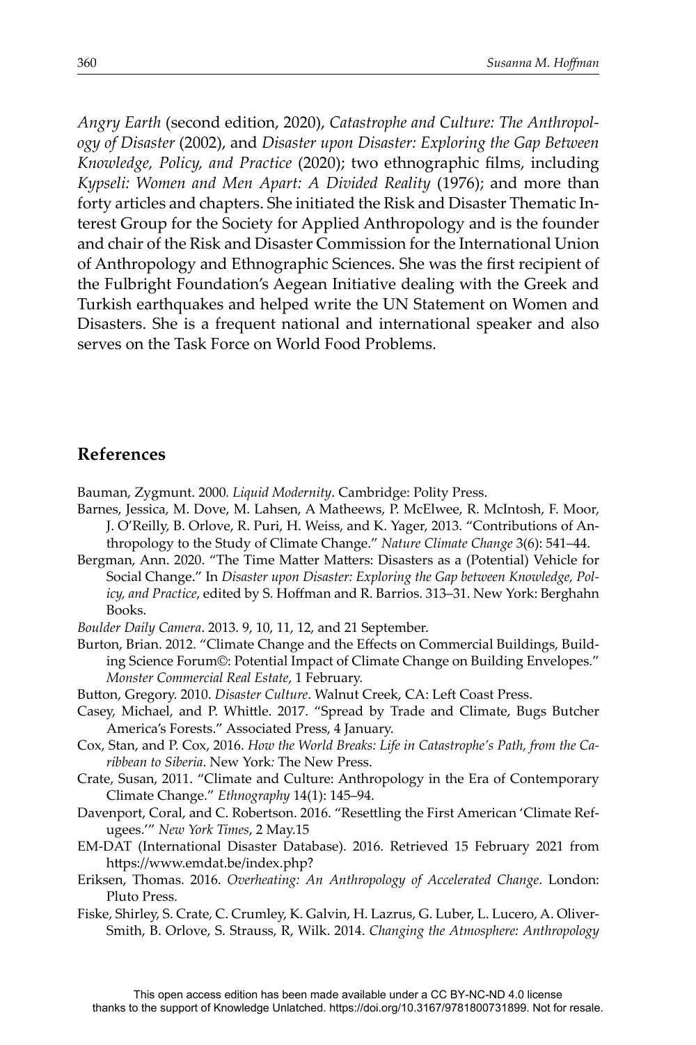*Angry Earth* (second edition, 2020), *Catastrophe and Culture: The Anthropology of Disaster* (2002), and *Disaster upon Disaster: Exploring the Gap Between Knowledge, Policy, and Practice* (2020); two ethnographic films, including *Kypseli: Women and Men Apart: A Divided Reality* (1976); and more than forty articles and chapters. She initiated the Risk and Disaster Thematic Interest Group for the Society for Applied Anthropology and is the founder and chair of the Risk and Disaster Commission for the International Union of Anthropology and Ethnographic Sciences. She was the first recipient of the Fulbright Foundation's Aegean Initiative dealing with the Greek and Turkish earthquakes and helped write the UN Statement on Women and Disasters. She is a frequent national and international speaker and also serves on the Task Force on World Food Problems.

## References

Bauman, Zygmunt. 2000*. Liquid Modernity*. Cambridge: Polity Press.

Barnes, Jessica, M. Dove, M. Lahsen, A Matheews, P. McElwee, R. McIntosh, F. Moor, J. O'Reilly, B. Orlove, R. Puri, H. Weiss, and K. Yager, 2013. "Contributions of Anthropology to the Study of Climate Change." *Nature Climate Change* 3(6): 541–44.

Bergman, Ann. 2020. "The Time Matter Matters: Disasters as a (Potential) Vehicle for Social Change." In *Disaster upon Disaster: Exploring the Gap between Knowledge, Policy, and Practice*, edited by S. Hoffman and R. Barrios. 313–31. New York: Berghahn Books.

*Boulder Daily Camera*. 2013. 9, 10, 11, 12, and 21 September.

Burton, Brian. 2012. "Climate Change and the Effects on Commercial Buildings, Building Science Forum©: Potential Impact of Climate Change on Building Envelopes." *Monster Commercial Real Estate*, 1 February.

Button, Gregory. 2010. *Disaster Culture*. Walnut Creek, CA: Left Coast Press.

Casey, Michael, and P. Whittle. 2017. "Spread by Trade and Climate, Bugs Butcher America's Forests." Associated Press, 4 January.

Cox, Stan, and P. Cox, 2016. *How the World Breaks: Life in Catastrophe's Path, from the Caribbean to Siberia*. New York*:* The New Press.

Crate, Susan, 2011. "Climate and Culture: Anthropology in the Era of Contemporary Climate Change." *Ethnography* 14(1): 145–94.

Davenport, Coral, and C. Robertson. 2016. "Resettling the First American 'Climate Refugees.'" *New York Times*, 2 May.15

EM-DAT (International Disaster Database). 2016. Retrieved 15 February 2021 from https://www.emdat.be/index.php?

Eriksen, Thomas. 2016. *Overheating: An Anthropology of Accelerated Change*. London: Pluto Press.

Fiske, Shirley, S. Crate, C. Crumley, K. Galvin, H. Lazrus, G. Luber, L. Lucero, A. Oliver-Smith, B. Orlove, S. Strauss, R, Wilk. 2014. *Changing the Atmosphere: Anthropology*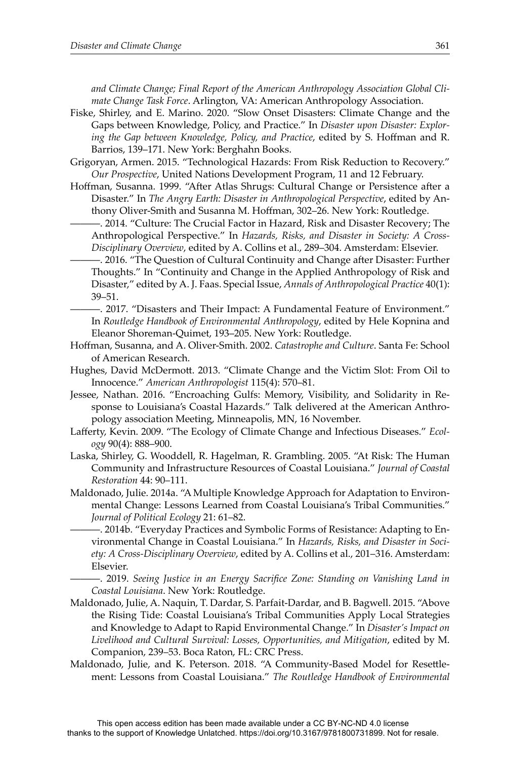*and Climate Change; Final Report of the American Anthropology Association Global Climate Change Task Force*. Arlington, VA: American Anthropology Association.

Fiske, Shirley, and E. Marino. 2020. "Slow Onset Disasters: Climate Change and the Gaps between Knowledge, Policy, and Practice." In *Disaster upon Disaster: Exploring the Gap between Knowledge, Policy, and Practice*, edited by S. Hoffman and R. Barrios, 139–171. New York: Berghahn Books.

Grigoryan, Armen. 2015. "Technological Hazards: From Risk Reduction to Recovery." *Our Prospective*, United Nations Development Program, 11 and 12 February.

Hoffman, Susanna. 1999. "After Atlas Shrugs: Cultural Change or Persistence after a Disaster." In *The Angry Earth: Disaster in Anthropological Perspective*, edited by Anthony Oliver-Smith and Susanna M. Hoffman, 302–26. New York: Routledge.

———. 2014. "Culture: The Crucial Factor in Hazard, Risk and Disaster Recovery; The Anthropological Perspective." In *Hazards, Risks, and Disaster in Society: A Cross-Disciplinary Overview*, edited by A. Collins et al., 289–304. Amsterdam: Elsevier.

———. 2016. "The Question of Cultural Continuity and Change after Disaster: Further Thoughts." In "Continuity and Change in the Applied Anthropology of Risk and Disaster," edited by A. J. Faas. Special Issue, *Annals of Anthropological Practice* 40(1): 39–51.

———. 2017. "Disasters and Their Impact: A Fundamental Feature of Environment." In *Routledge Handbook of Environmental Anthropology*, edited by Hele Kopnina and Eleanor Shoreman-Quimet, 193–205. New York: Routledge.

Hoffman, Susanna, and A. Oliver-Smith. 2002. *Catastrophe and Culture*. Santa Fe: School of American Research.

Hughes, David McDermott. 2013. "Climate Change and the Victim Slot: From Oil to Innocence." *American Anthropologist* 115(4): 570–81.

Jessee, Nathan. 2016. "Encroaching Gulfs: Memory, Visibility, and Solidarity in Response to Louisiana's Coastal Hazards." Talk delivered at the American Anthropology association Meeting, Minneapolis, MN, 16 November.

Lafferty, Kevin. 2009. "The Ecology of Climate Change and Infectious Diseases." *Ecology* 90(4): 888–900.

Laska, Shirley, G. Wooddell, R. Hagelman, R. Grambling. 2005. "At Risk: The Human Community and Infrastructure Resources of Coastal Louisiana." *Journal of Coastal Restoration* 44: 90–111.

Maldonado, Julie. 2014a. "A Multiple Knowledge Approach for Adaptation to Environmental Change: Lessons Learned from Coastal Louisiana's Tribal Communities." *Journal of Political Ecology* 21: 61–82.

———. 2014b. "Everyday Practices and Symbolic Forms of Resistance: Adapting to Environmental Change in Coastal Louisiana." In *Hazards, Risks, and Disaster in Society: A Cross-Disciplinary Overview*, edited by A. Collins et al., 201–316. Amsterdam: Elsevier.

———. 2019. *Seeing Justice in an Energy Sacrifice Zone: Standing on Vanishing Land in Coastal Louisiana*. New York: Routledge.

Maldonado, Julie, A. Naquin, T. Dardar, S. Parfait-Dardar, and B. Bagwell. 2015. "Above the Rising Tide: Coastal Louisiana's Tribal Communities Apply Local Strategies and Knowledge to Adapt to Rapid Environmental Change." In *Disaster's Impact on Livelihood and Cultural Survival: Losses, Opportunities, and Mitigation*, edited by M. Companion, 239–53. Boca Raton, FL: CRC Press.

Maldonado, Julie, and K. Peterson. 2018. "A Community-Based Model for Resettlement: Lessons from Coastal Louisiana." *The Routledge Handbook of Environmental*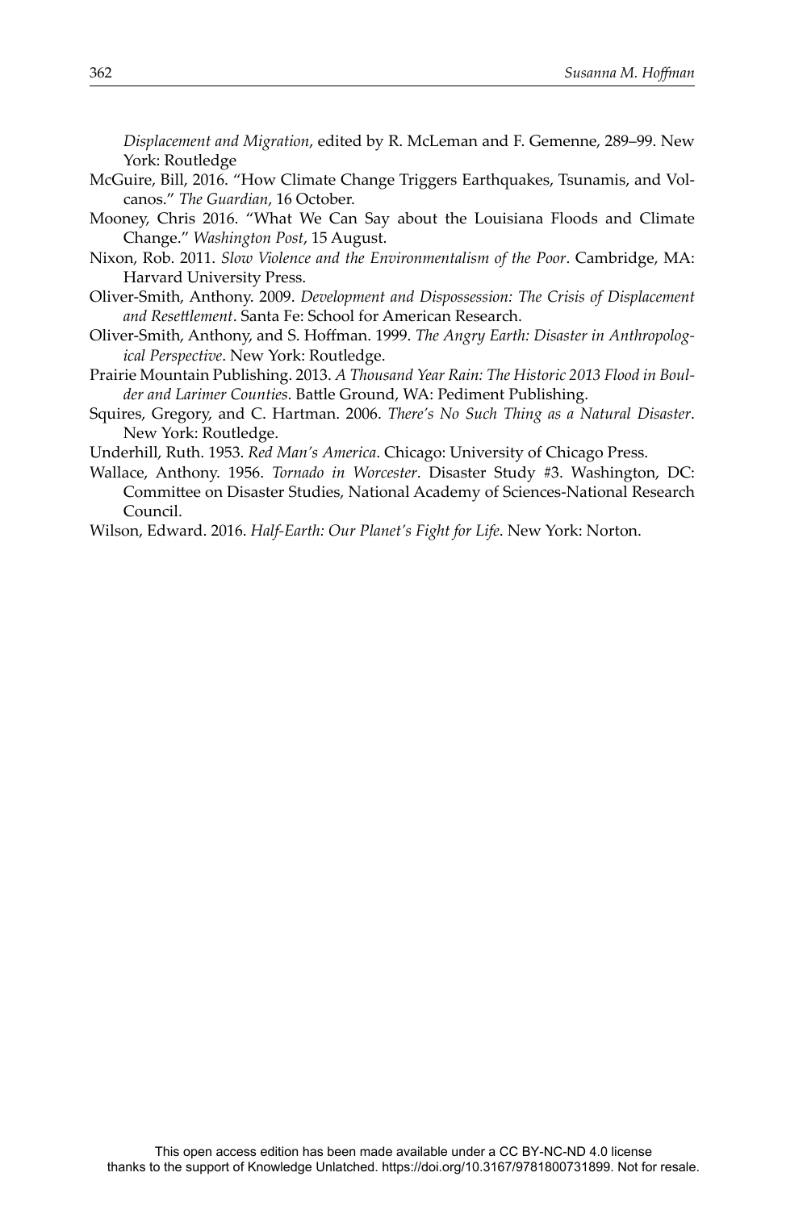*Displacement and Migration*, edited by R. McLeman and F. Gemenne, 289–99. New York: Routledge

McGuire, Bill, 2016. "How Climate Change Triggers Earthquakes, Tsunamis, and Volcanos." *The Guardian*, 16 October.

Mooney, Chris 2016. "What We Can Say about the Louisiana Floods and Climate Change." *Washington Post*, 15 August.

Nixon, Rob. 2011. *Slow Violence and the Environmentalism of the Poor*. Cambridge, MA: Harvard University Press.

Oliver-Smith, Anthony. 2009. *Development and Dispossession: The Crisis of Displacement and Resettlement*. Santa Fe: School for American Research.

Oliver-Smith, Anthony, and S. Hoffman. 1999. *The Angry Earth: Disaster in Anthropological Perspective*. New York: Routledge.

Prairie Mountain Publishing. 2013. *A Thousand Year Rain: The Historic 2013 Flood in Boulder and Larimer Counties*. Battle Ground, WA: Pediment Publishing.

Squires, Gregory, and C. Hartman. 2006. *There's No Such Thing as a Natural Disaster*. New York: Routledge.

Underhill, Ruth. 1953. *Red Man's America*. Chicago: University of Chicago Press.

Wallace, Anthony. 1956. *Tornado in Worcester*. Disaster Study #3. Washington, DC: Committee on Disaster Studies, National Academy of Sciences-National Research Council.

Wilson, Edward. 2016. *Half-Earth: Our Planet's Fight for Life*. New York: Norton.

This open access edition has been made available under a CC BY-NC-ND 4.0 license thanks to the support of Knowledge Unlatched. https://doi.org/10.3167/9781800731899. Not for resale.